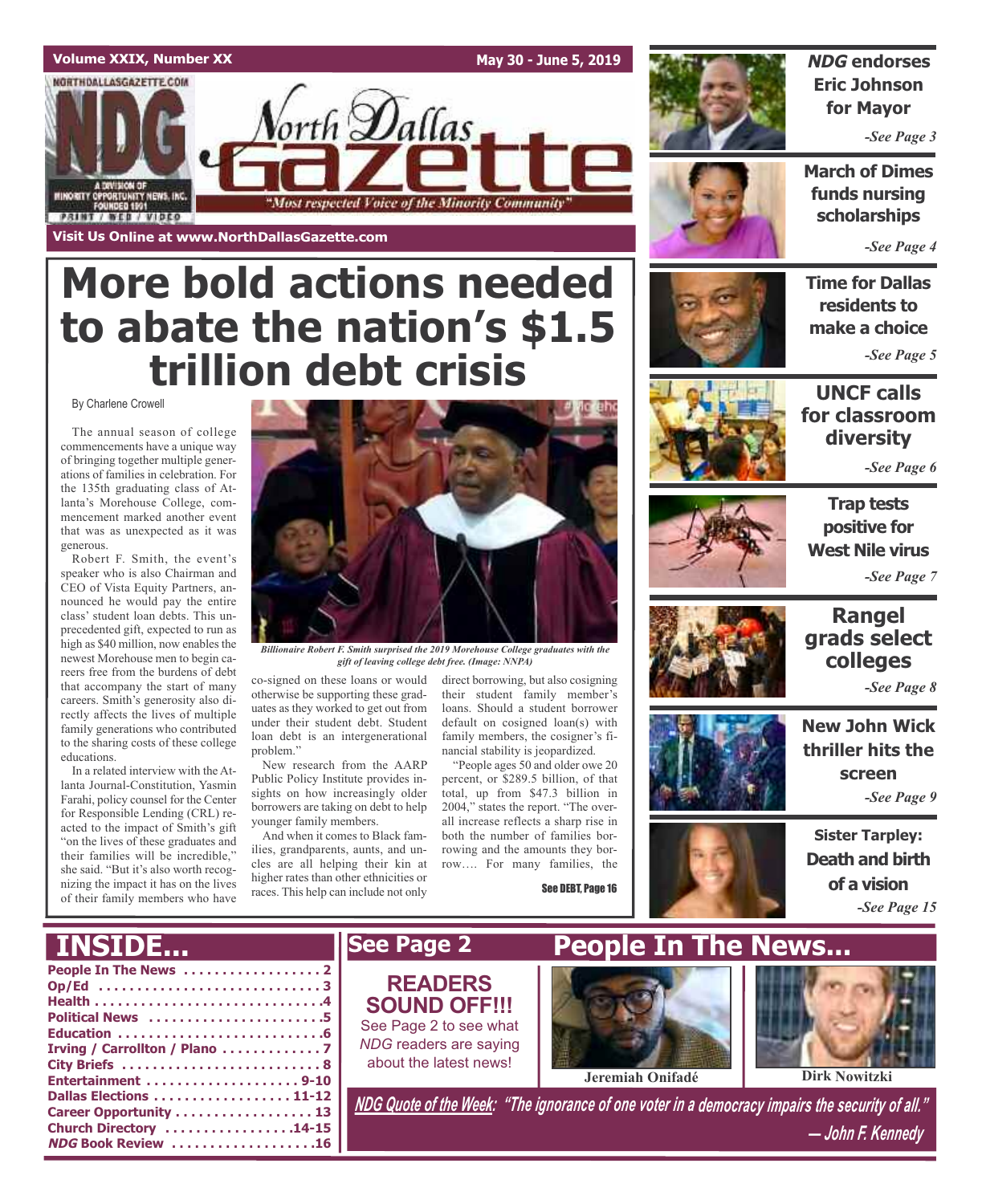Volume XXIX, Number XX — May 30 - June 5, 2019

# North Dallas Gazette

"Most respected Voice of the Minority Community"

Visit Us Online at www.NorthDallasGazette.com

# More bold actions needed to abate the nation's $1.5 trillion debt crisis

By Charlene Crowell

The annual season of college commencements have a unique way of bringing together multiple generations of families in celebration. For the 135th graduating class of Atlanta's Morehouse College, commencement marked another event that was as unexpected as it was generous.

Robert F. Smith, the event's speaker who is also Chairman and CEO of Vista Equity Partners, announced he would pay the entire class' student loan debts. This unprecedented gift, expected to run as high as $40 million, now enables the newest Morehouse men to begin careers free from the burdens of debt that accompany the start of many careers. Smith's generosity also directly affects the lives of multiple family generations who contributed to the sharing costs of these college educations.

In a related interview with the Atlanta Journal-Constitution, Yasmin Farahi, policy counsel for the Center for Responsible Lending (CRL) reacted to the impact of Smith's gift "on the lives of these graduates and their families will be incredible," she said. "But it's also worth recognizing the impact it has on the lives of their family members who have co-signed on these loans or would otherwise be supporting these graduates as they worked to get out from under their student debt. Student loan debt is an intergenerational problem."

*Billionaire Robert F. Smith surprised the 2019 Morehouse College graduates with the gift of leaving college debt free. (Image: NNPA)*

New research from the AARP Public Policy Institute provides insights on how increasingly older borrowers are taking on debt to help younger family members.

And when it comes to Black families, grandparents, aunts, and uncles are all helping their kin at higher rates than other ethnicities or races. This help can include not only direct borrowing, but also cosigning their student family member's loans. Should a student borrower default on cosigned loan(s) with family members, the cosigner's financial stability is jeopardized.

"People ages 50 and older owe 20 percent, or $289.5 billion, of that total, up from $47.3 billion in 2004," states the report. "The overall increase reflects a sharp rise in both the number of families borrowing and the amounts they borrow…. For many families, the

See DEBT, Page 16

---

***NDG* endorses Eric Johnson for Mayor** -See Page 3

**March of Dimes funds nursing scholarships** -See Page 4

**Time for Dallas residents to make a choice** -See Page 5

**UNCF calls for classroom diversity** -See Page 6

**Trap tests positive for West Nile virus** -See Page 7

**Rangel grads select colleges** -See Page 8

**New John Wick thriller hits the screen** -See Page 9

**Sister Tarpley: Death and birth of a vision** -See Page 15

---

## INSIDE...

- People In The News .................. 2
- Op/Ed .............................. 3
- Health ............................. 4
- Political News ..................... 5
- Education .......................... 6
- Irving / Carrollton / Plano ........ 7
- City Briefs ........................ 8
- Entertainment ...................... 9-10
- Dallas Elections ................... 11-12
- Career Opportunity ................. 13
- Church Directory ................... 14-15
- *NDG* Book Review .................. 16

## See Page 2

**READERS SOUND OFF!!!**

See Page 2 to see what *NDG* readers are saying about the latest news!

## People In The News...

Jeremiah Onifadé

Dirk Nowitzki

***NDG Quote of the Week:* "The ignorance of one voter in a democracy impairs the security of all." — John F. Kennedy**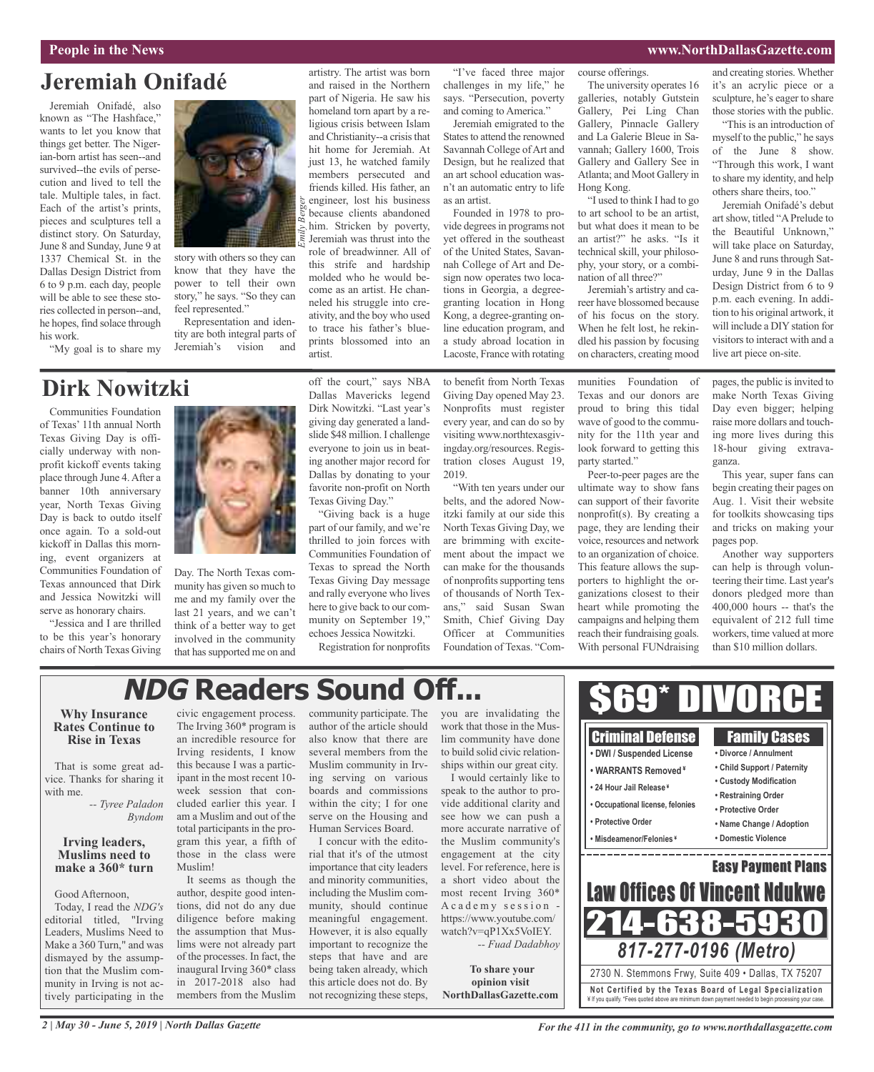# Jeremiah Onifadé

Jeremiah Onifadé, also known as "The Hashface," wants to let you know that things get better. The Nigerian-born artist has seen--and survived--the evils of persecution and lived to tell the tale. Multiple tales, in fact. Each of the artist's prints, pieces and sculptures tell a distinct story. On Saturday, June 8 and Sunday, June 9 at 1337 Chemical St. in the Dallas Design District from 6 to 9 p.m. each day, people will be able to see these stories collected in person--and, he hopes, find solace through his work.

"My goal is to share my story with others so they can know that they have the power to tell their own story," he says. "So they can feel represented."

Representation and identity are both integral parts of Jeremiah's vision and artistry. The artist was born and raised in the Northern part of Nigeria. He saw his homeland torn apart by a religious crisis between Islam and Christianity--a crisis that hit home for Jeremiah. At just 13, he watched family members persecuted and friends killed. His father, an engineer, lost his business because clients abandoned him. Stricken by poverty, Jeremiah was thrust into the role of breadwinner. All of this strife and hardship molded who he would become as an artist. He channeled his struggle into creativity, and the boy who used to trace his father's blueprints blossomed into an artist.

*Emily Berger*

"I've faced three major challenges in my life," he says. "Persecution, poverty and coming to America."

Jeremiah emigrated to the States to attend the renowned Savannah College of Art and Design, but he realized that an art school education wasn't an automatic entry to life as an artist.

Founded in 1978 to provide degrees in programs not yet offered in the southeast of the United States, Savannah College of Art and Design now operates two locations in Georgia, a degree-granting location in Hong Kong, a degree-granting online education program, and a study abroad location in Lacoste, France with rotating course offerings.

The university operates 16 galleries, notably Gutstein Gallery, Pei Ling Chan Gallery, Pinnacle Gallery and La Galerie Bleue in Savannah; Gallery 1600, Trois Gallery and Gallery See in Atlanta; and Moot Gallery in Hong Kong.

"I used to think I had to go to art school to be an artist, but what does it mean to be an artist?" he asks. "Is it technical skill, your philosophy, your story, or a combination of all three?"

Jeremiah's artistry and career have blossomed because of his focus on the story. When he felt lost, he rekindled his passion by focusing on characters, creating mood and creating stories. Whether it's an acrylic piece or a sculpture, he's eager to share those stories with the public.

"This is an introduction of myself to the public," he says of the June 8 show. "Through this work, I want to share my identity, and help others share theirs, too."

Jeremiah Onifadé's debut art show, titled "A Prelude to the Beautiful Unknown," will take place on Saturday, June 8 and runs through Saturday, June 9 in the Dallas Design District from 6 to 9 p.m. each evening. In addition to his original artwork, it will include a DIY station for visitors to interact with and a live art piece on-site.

# Dirk Nowitzki

Communities Foundation of Texas' 11th annual North Texas Giving Day is officially underway with nonprofit kickoff events taking place through June 4. After a banner 10th anniversary year, North Texas Giving Day is back to outdo itself once again. To a sold-out kickoff in Dallas this morning, event organizers at Communities Foundation of Texas announced that Dirk and Jessica Nowitzki will serve as honorary chairs.

"Jessica and I are thrilled to be this year's honorary chairs of North Texas Giving Day. The North Texas community has given so much to me and my family over the last 21 years, and we can't think of a better way to get involved in the community that has supported me on and off the court," says NBA Dallas Mavericks legend Dirk Nowitzki. "Last year's giving day generated a landslide $48 million. I challenge everyone to join us in beating another major record for Dallas by donating to your favorite non-profit on North Texas Giving Day."

"Giving back is a huge part of our family, and we're thrilled to join forces with Communities Foundation of Texas to spread the North Texas Giving Day message and rally everyone who lives here to give back to our community on September 19," echoes Jessica Nowitzki.

Registration for nonprofits to benefit from North Texas Giving Day opened May 23. Nonprofits must register every year, and can do so by visiting www.northtexasgivingday.org/resources. Registration closes August 19, 2019.

"With ten years under our belts, and the adored Nowitzki family at our side this North Texas Giving Day, we are brimming with excitement about the impact we can make for the thousands of nonprofits supporting tens of thousands of North Texans," said Susan Swan Smith, Chief Giving Day Officer at Communities Foundation of Texas. "Communities Foundation of Texas and our donors are proud to bring this tidal wave of good to the community for the 11th year and look forward to getting this party started."

Peer-to-peer pages are the ultimate way to show fans can support of their favorite nonprofit(s). By creating a page, they are lending their voice, resources and network to an organization of choice. This feature allows the supporters to highlight the organizations closest to their heart while promoting the campaigns and helping them reach their fundraising goals. With personal FUNdraising pages, the public is invited to make North Texas Giving Day even bigger; helping raise more dollars and touching more lives during this 18-hour giving extravaganza.

This year, super fans can begin creating their pages on Aug. 1. Visit their website for toolkits showcasing tips and tricks on making your pages pop.

Another way supporters can help is through volunteering their time. Last year's donors pledged more than 400,000 hours -- that's the equivalent of 212 full time workers, time valued at more than $10 million dollars.

# *NDG* Readers Sound Off...

### Why Insurance Rates Continue to Rise in Texas

That is some great advice. Thanks for sharing it with me.

*-- Tyree Paladon Byndom*

### Irving leaders, Muslims need to make a 360* turn

Good Afternoon,

Today, I read the *NDG's* editorial titled, "Irving Leaders, Muslims Need to Make a 360 Turn," and was dismayed by the assumption that the Muslim community in Irving is not actively participating in the civic engagement process. The Irving 360* program is an incredible resource for Irving residents, I know this because I was a participant in the most recent 10-week session that concluded earlier this year. I am a Muslim and out of the total participants in the program this year, a fifth of those in the class were Muslim!

It seems as though the author, despite good intentions, did not do any due diligence before making the assumption that Muslims were not already part of the processes. In fact, the inaugural Irving 360* class in 2017-2018 also had members from the Muslim community participate. The author of the article should also know that there are several members from the Muslim community in Irving serving on various boards and commissions within the city; I for one serve on the Housing and Human Services Board.

I concur with the editorial that it's of the utmost importance that city leaders and minority communities, including the Muslim community, should continue meaningful engagement. However, it is also equally important to recognize the steps that have and are being taken already, which this article does not do. By not recognizing these steps, you are invalidating the work that those in the Muslim community have done to build solid civic relationships within our great city.

I would certainly like to speak to the author to provide additional clarity and see how we can push a more accurate narrative of the Muslim community's engagement at the city level. For reference, here is a short video about the most recent Irving 360* Academy session - https://www.youtube.com/watch?v=qP1Xx5VoIEY.

*-- Fuad Dadabhoy*

**To share your opinion visit NorthDallasGazette.com**

---

# $69* DIVORCE

**Criminal Defense**
- DWI / Suspended License
- WARRANTS Removed¥
- 24 Hour Jail Release¥
- Occupational license, felonies
- Protective Order
- Misdeameanor/Felonies¥

**Family Cases**
- Divorce / Annulment
- Child Support / Paternity
- Custody Modification
- Restraining Order
- Protective Order
- Name Change / Adoption
- Domestic Violence

**Easy Payment Plans**

**Law Offices Of Vincent Ndukwe**

**214-638-5930**

***817-277-0196 (Metro)***

2730 N. Stemmons Frwy, Suite 409 • Dallas, TX 75207

**Not Certified by the Texas Board of Legal Specialization**

¥ If you qualify. *Fees quoted above are minimum down payment needed to begin processing your case.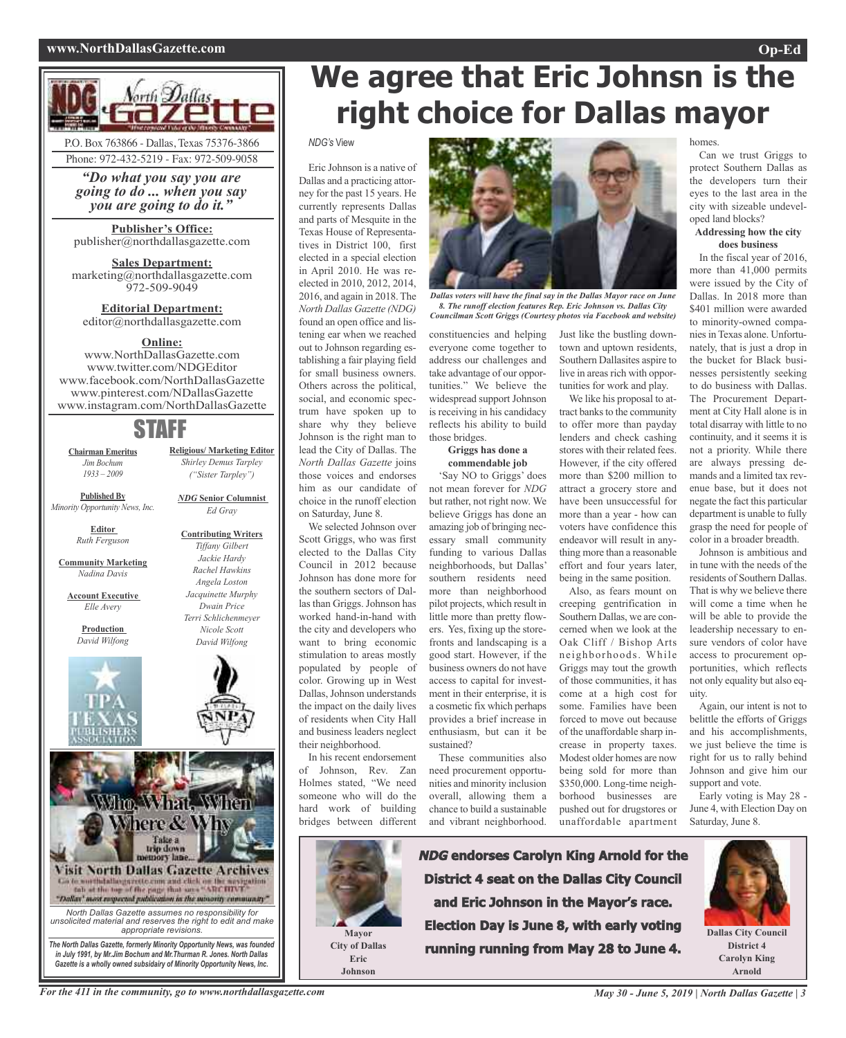# We agree that Eric Johnsn is the right choice for Dallas mayor

*NDG's View*

Eric Johnson is a native of Dallas and a practicing attorney for the past 15 years. He currently represents Dallas and parts of Mesquite in the Texas House of Representatives in District 100, first elected in a special election in April 2010. He was reelected in 2010, 2012, 2014, 2016, and again in 2018. The *North Dallas Gazette (NDG)* found an open office and listening ear when we reached out to Johnson regarding establishing a fair playing field for small business owners. Others across the political, social, and economic spectrum have spoken up to share why they believe Johnson is the right man to lead the City of Dallas. The *North Dallas Gazette* joins those voices and endorses him as our candidate of choice in the runoff election on Saturday, June 8.

We selected Johnson over Scott Griggs, who was first elected to the Dallas City Council in 2012 because Johnson has done more for the southern sectors of Dallas than Griggs. Johnson has worked hand-in-hand with the city and developers who want to bring economic stimulation to areas mostly populated by people of color. Growing up in West Dallas, Johnson understands the impact on the daily lives of residents when City Hall and business leaders neglect their neighborhood.

In his recent endorsement of Johnson, Rev. Zan Holmes stated, "We need someone who will do the hard work of building bridges between different constituencies and helping everyone come together to address our challenges and take advantage of our opportunities." We believe the widespread support Johnson is receiving in his candidacy reflects his ability to build those bridges.

*Dallas voters will have the final say in the Dallas Mayor race on June 8. The runoff election features Rep. Eric Johnson vs. Dallas City Councilman Scott Griggs (Courtesy photos via Facebook and website)*

**Griggs has done a commendable job**

'Say NO to Griggs' does not mean forever for *NDG* but rather, not right now. We believe Griggs has done an amazing job of bringing necessary small community funding to various Dallas neighborhoods, but Dallas' southern residents need more than neighborhood pilot projects, which result in little more than pretty flowers. Yes, fixing up the storefronts and landscaping is a good start. However, if the business owners do not have access to capital for investment in their enterprise, it is a cosmetic fix which perhaps provides a brief increase in enthusiasm, but can it be sustained?

These communities also need procurement opportunities and minority inclusion overall, allowing them a chance to build a sustainable and vibrant neighborhood. Just like the bustling downtown and uptown residents, Southern Dallasites aspire to live in areas rich with opportunities for work and play.

We like his proposal to attract banks to the community to offer more than payday lenders and check cashing stores with their related fees. However, if the city offered more than $200 million to attract a grocery store and have been unsuccessful for more than a year - how can voters have confidence this endeavor will result in anything more than a reasonable effort and four years later, being in the same position.

Also, as fears mount on creeping gentrification in Southern Dallas, we are concerned when we look at the Oak Cliff / Bishop Arts neighborhoods. While Griggs may tout the growth of those communities, it has come at a high cost for some. Families have been forced to move out because of the unaffordable sharp increase in property taxes. Modest older homes are now being sold for more than $350,000. Long-time neighborhood businesses are pushed out for drugstores or unaffordable apartment homes.

Can we trust Griggs to protect Southern Dallas as the developers turn their eyes to the last area in the city with sizeable undeveloped land blocks?

**Addressing how the city does business**

In the fiscal year of 2016, more than 41,000 permits were issued by the City of Dallas. In 2018 more than $401 million were awarded to minority-owned companies in Texas alone. Unfortunately, that is just a drop in the bucket for Black businesses persistently seeking to do business with Dallas. The Procurement Department at City Hall alone is in total disarray with little to no continuity, and it seems it is not a priority. While there are always pressing demands and a limited tax revenue base, but it does not negate the fact this particular department is unable to fully grasp the need for people of color in a broader breadth.

Johnson is ambitious and in tune with the needs of the residents of Southern Dallas. That is why we believe there will come a time when he will be able to provide the leadership necessary to ensure vendors of color have access to procurement opportunities, which reflects not only equality but also equity.

Again, our intent is not to belittle the efforts of Griggs and his accomplishments, we just believe the time is right for us to rally behind Johnson and give him our support and vote.

Early voting is May 28 - June 4, with Election Day on Saturday, June 8.

---

***NDG* endorses Carolyn King Arnold for the District 4 seat on the Dallas City Council and Eric Johnson in the Mayor's race. Election Day is June 8, with early voting running running from May 28 to June 4.**

**Mayor City of Dallas Eric Johnson**

**Dallas City Council District 4 Carolyn King Arnold**

---

**North Dallas Gazette**

P.O. Box 763866 - Dallas, Texas 75376-3866
Phone: 972-432-5219 - Fax: 972-509-9058

***"Do what you say you are going to do ... when you say you are going to do it."***

**Publisher's Office:**
publisher@northdallasgazette.com

**Sales Department:**
marketing@northdallasgazette.com
972-509-9049

**Editorial Department:**
editor@northdallasgazette.com

**Online:**
www.NorthDallasGazette.com
www.twitter.com/NDGEditor
www.facebook.com/NorthDallasGazette
www.pinterest.com/NDallasGazette
www.instagram.com/NorthDallasGazette

## STAFF

**Chairman Emeritus**
*Jim Bochum 1933 – 2009*

**Published By**
*Minority Opportunity News, Inc.*

**Editor**
*Ruth Ferguson*

**Community Marketing**
*Nadina Davis*

**Account Executive**
*Elle Avery*

**Production**
*David Wilfong*

**Religious/ Marketing Editor**
*Shirley Demus Tarpley ("Sister Tarpley")*

***NDG* Senior Columnist**
*Ed Gray*

**Contributing Writers**
*Tiffany Gilbert*
*Jackie Hardy*
*Rachel Hawkins*
*Angela Loston*
*Jacquinette Murphy*
*Dwain Price*
*Terri Schlichenmeyer*
*Nicole Scott*
*David Wilfong*

Who, What, When, Where & Why — Take a trip down memory lane... Visit North Dallas Gazette Archives. Go to northdallasgazette.com and click on the navigation tab at the top of the page that says "ARCHIVE". "Dallas' most respected publication in the minority community"

*North Dallas Gazette assumes no responsibility for unsolicited material and reserves the right to edit and make appropriate revisions.*

***The North Dallas Gazette, formerly Minority Opportunity News, was founded in July 1991, by Mr.Jim Bochum and Mr.Thurman R. Jones. North Dallas Gazette is a wholly owned subsidairy of Minority Opportunity News, Inc.***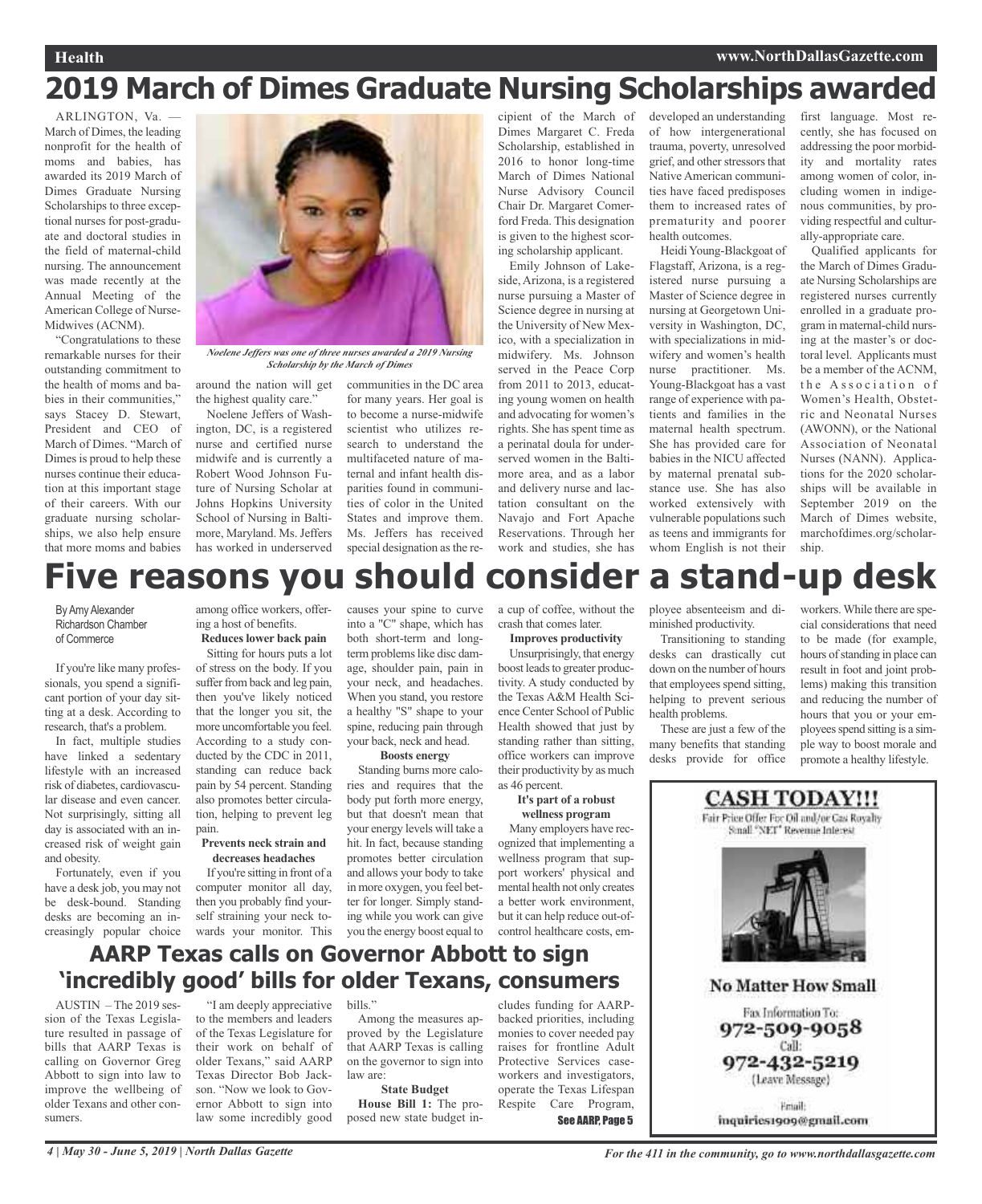# 2019 March of Dimes Graduate Nursing Scholarships awarded

ARLINGTON, Va. — March of Dimes, the leading nonprofit for the health of moms and babies, has awarded its 2019 March of Dimes Graduate Nursing Scholarships to three exceptional nurses for post-graduate and doctoral studies in the field of maternal-child nursing. The announcement was made recently at the Annual Meeting of the American College of Nurse-Midwives (ACNM).

"Congratulations to these remarkable nurses for their outstanding commitment to the health of moms and babies in their communities," says Stacey D. Stewart, President and CEO of March of Dimes. "March of Dimes is proud to help these nurses continue their education at this important stage of their careers. With our graduate nursing scholarships, we also help ensure that more moms and babies around the nation will get the highest quality care."

*Noelene Jeffers was one of three nurses awarded a 2019 Nursing Scholarship by the March of Dimes*

Noelene Jeffers of Washington, DC, is a registered nurse and certified nurse midwife and is currently a Robert Wood Johnson Future of Nursing Scholar at Johns Hopkins University School of Nursing in Baltimore, Maryland. Ms. Jeffers has worked in underserved communities in the DC area for many years. Her goal is to become a nurse-midwife scientist who utilizes research to understand the multifaceted nature of maternal and infant health disparities found in communities of color in the United States and improve them. Ms. Jeffers has received special designation as the recipient of the March of Dimes Margaret C. Freda Scholarship, established in 2016 to honor long-time March of Dimes National Nurse Advisory Council Chair Dr. Margaret Comerford Freda. This designation is given to the highest scoring scholarship applicant.

Emily Johnson of Lakeside, Arizona, is a registered nurse pursuing a Master of Science degree in nursing at the University of New Mexico, with a specialization in midwifery. Ms. Johnson served in the Peace Corp from 2011 to 2013, educating young women on health and advocating for women's rights. She has spent time as a perinatal doula for underserved women in the Baltimore area, and as a labor and delivery nurse and lactation consultant on the Navajo and Fort Apache Reservations. Through her work and studies, she has developed an understanding of how intergenerational trauma, poverty, unresolved grief, and other stressors that Native American communities have faced predisposes them to increased rates of prematurity and poorer health outcomes.

Heidi Young-Blackgoat of Flagstaff, Arizona, is a registered nurse pursuing a Master of Science degree in nursing at Georgetown University in Washington, DC, with specializations in midwifery and women's health nurse practitioner. Ms. Young-Blackgoat has a vast range of experience with patients and families in the maternal health spectrum. She has provided care for babies in the NICU affected by maternal prenatal substance use. She has also worked extensively with vulnerable populations such as teens and immigrants for whom English is not their first language. Most recently, she has focused on addressing the poor morbidity and mortality rates among women of color, including women in indigenous communities, by providing respectful and culturally-appropriate care.

Qualified applicants for the March of Dimes Graduate Nursing Scholarships are registered nurses currently enrolled in a graduate program in maternal-child nursing at the master's or doctoral level. Applicants must be a member of the ACNM, the Association of Women's Health, Obstetric and Neonatal Nurses (AWONN), or the National Association of Neonatal Nurses (NANN). Applications for the 2020 scholarships will be available in September 2019 on the March of Dimes website, marchofdimes.org/scholarship.

# Five reasons you should consider a stand-up desk

By Amy Alexander
Richardson Chamber of Commerce

If you're like many professionals, you spend a significant portion of your day sitting at a desk. According to research, that's a problem.

In fact, multiple studies have linked a sedentary lifestyle with an increased risk of diabetes, cardiovascular disease and even cancer. Not surprisingly, sitting all day is associated with an increased risk of weight gain and obesity.

Fortunately, even if you have a desk job, you may not be desk-bound. Standing desks are becoming an increasingly popular choice among office workers, offering a host of benefits.

**Reduces lower back pain**

Sitting for hours puts a lot of stress on the body. If you suffer from back and leg pain, then you've likely noticed that the longer you sit, the more uncomfortable you feel. According to a study conducted by the CDC in 2011, standing can reduce back pain by 54 percent. Standing also promotes better circulation, helping to prevent leg pain.

**Prevents neck strain and decreases headaches**

If you're sitting in front of a computer monitor all day, then you probably find yourself straining your neck towards your monitor. This causes your spine to curve into a "C" shape, which has both short-term and long-term problems like disc damage, shoulder pain, pain in your neck, and headaches. When you stand, you restore a healthy "S" shape to your spine, reducing pain through your back, neck and head.

**Boosts energy**

Standing burns more calories and requires that the body put forth more energy, but that doesn't mean that your energy levels will take a hit. In fact, because standing promotes better circulation and allows your body to take in more oxygen, you feel better for longer. Simply standing while you work can give you the energy boost equal to a cup of coffee, without the crash that comes later.

**Improves productivity**

Unsurprisingly, that energy boost leads to greater productivity. A study conducted by the Texas A&M Health Science Center School of Public Health showed that just by standing rather than sitting, office workers can improve their productivity by as much as 46 percent.

**It's part of a robust wellness program**

Many employers have recognized that implementing a wellness program that support workers' physical and mental health not only creates a better work environment, but it can help reduce out-of-control healthcare costs, employee absenteeism and diminished productivity.

Transitioning to standing desks can drastically cut down on the number of hours that employees spend sitting, helping to prevent serious health problems.

These are just a few of the many benefits that standing desks provide for office workers. While there are special considerations that need to be made (for example, hours of standing in place can result in foot and joint problems) making this transition and reducing the number of hours that you or your employees spend sitting is a simple way to boost morale and promote a healthy lifestyle.

# AARP Texas calls on Governor Abbott to sign 'incredibly good' bills for older Texans, consumers

AUSTIN – The 2019 session of the Texas Legislature resulted in passage of bills that AARP Texas is calling on Governor Greg Abbott to sign into law to improve the wellbeing of older Texans and other consumers.

"I am deeply appreciative to the members and leaders of the Texas Legislature for their work on behalf of older Texans," said AARP Texas Director Bob Jackson. "Now we look to Governor Abbott to sign into law some incredibly good bills."

Among the measures approved by the Legislature that AARP Texas is calling on the governor to sign into law are:

**State Budget**

**House Bill 1:** The proposed new state budget includes funding for AARP-backed priorities, including monies to cover needed pay raises for frontline Adult Protective Services caseworkers and investigators, operate the Texas Lifespan Respite Care Program,

See AARP, Page 5

**CASH TODAY!!!**

Fair Price Offer For Oil and/or Gas Royalty
Small "NET" Revenue Interest

**No Matter How Small**

Fax Information To:
972-509-9058
Call:
972-432-5219
(Leave Message)

Email:
inquiries1909@gmail.com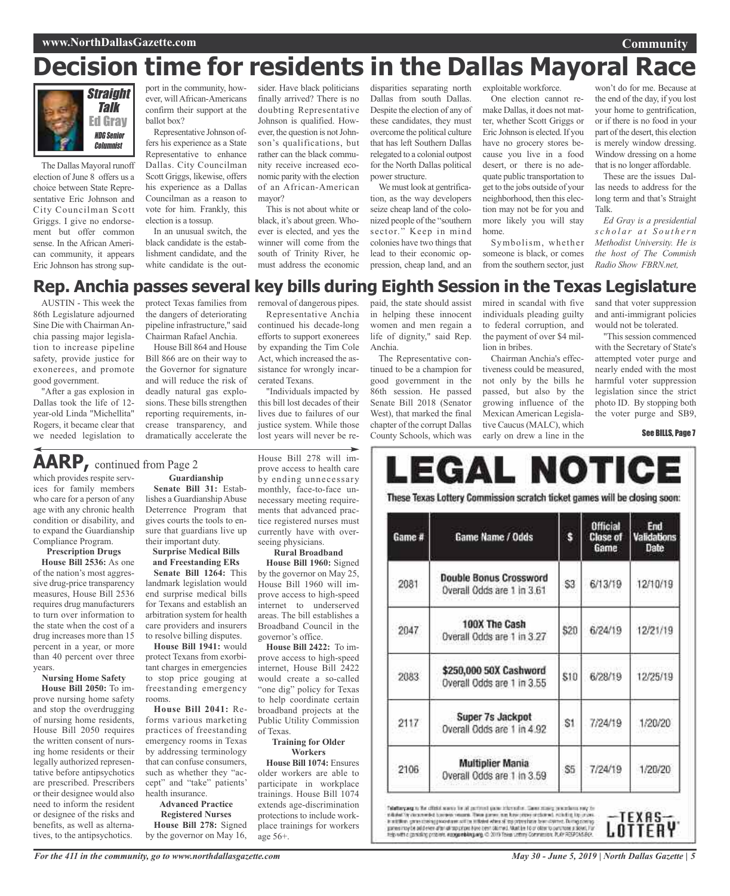# Decision time for residents in the Dallas Mayoral Race

**Straight Talk**
**Ed Gray**
*NDG Senior Columnist*

The Dallas Mayoral runoff election of June 8 offers us a choice between State Representative Eric Johnson and City Councilman Scott Griggs. I give no endorsement but offer common sense. In the African American community, it appears Eric Johnson has strong support in the community, however, will African-Americans confirm their support at the ballot box?

Representative Johnson offers his experience as a State Representative to enhance Dallas. City Councilman Scott Griggs, likewise, offers his experience as a Dallas Councilman as a reason to vote for him. Frankly, this election is a tossup.

In an unusual switch, the black candidate is the establishment candidate, and the white candidate is the outsider. Have black politicians finally arrived? There is no doubting Representative Johnson is qualified. However, the question is not Johnson's qualifications, but rather can the black community receive increased economic parity with the election of an African-American mayor?

This is not about white or black, it's about green. Whoever is elected, and yes the winner will come from the south of Trinity River, he must address the economic disparities separating north Dallas from south Dallas. Despite the election of any of these candidates, they must overcome the political culture that has left Southern Dallas relegated to a colonial outpost for the North Dallas political power structure.

We must look at gentrification, as the way developers seize cheap land of the colonized people of the "southern sector." Keep in mind colonies have two things that lead to their economic oppression, cheap land, and an exploitable workforce.

One election cannot remake Dallas, it does not matter, whether Scott Griggs or Eric Johnson is elected. If you have no grocery stores because you live in a food desert, or there is no adequate public transportation to get to the jobs outside of your neighborhood, then this election may not be for you and more likely you will stay home.

Symbolism, whether someone is black, or comes from the southern sector, just won't do for me. Because at the end of the day, if you lost your home to gentrification, or if there is no food in your part of the desert, this election is merely window dressing. Window dressing on a home that is no longer affordable.

These are the issues Dallas needs to address for the long term and that's Straight Talk.

*Ed Gray is a presidential scholar at Southern Methodist University. He is the host of The Commish Radio Show FBRN.net,*

# Rep. Anchia passes several key bills during Eighth Session in the Texas Legislature

AUSTIN - This week the 86th Legislature adjourned Sine Die with Chairman Anchia passing major legislation to increase pipeline safety, provide justice for exonerees, and promote good government.

"After a gas explosion in Dallas took the life of 12-year-old Linda "Michellita" Rogers, it became clear that we needed legislation to protect Texas families from the dangers of deteriorating pipeline infrastructure," said Chairman Rafael Anchia.

House Bill 864 and House Bill 866 are on their way to the Governor for signature and will reduce the risk of deadly natural gas explosions. These bills strengthen reporting requirements, increase transparency, and dramatically accelerate the removal of dangerous pipes.

Representative Anchia continued his decade-long efforts to support exonerees by expanding the Tim Cole Act, which increased the assistance for wrongly incarcerated Texans.

"Individuals impacted by this bill lost decades of their lives due to failures of our justice system. While those lost years will never be repaid, the state should assist in helping these innocent women and men regain a life of dignity," said Rep. Anchia.

The Representative continued to be a champion for good government in the 86th session. He passed Senate Bill 2018 (Senator West), that marked the final chapter of the corrupt Dallas County Schools, which was mired in scandal with five individuals pleading guilty to federal corruption, and the payment of over $4 million in bribes.

Chairman Anchia's effectiveness could be measured, not only by the bills he passed, but also by the growing influence of the Mexican American Legislative Caucus (MALC), which early on drew a line in the sand that voter suppression and anti-immigrant policies would not be tolerated.

"This session commenced with the Secretary of State's attempted voter purge and nearly ended with the most harmful voter suppression legislation since the strict photo ID. By stopping both the voter purge and SB9,

See BILLS, Page 7

## AARP, continued from Page 2

which provides respite services for family members who care for a person of any age with any chronic health condition or disability, and to expand the Guardianship Compliance Program.

**Prescription Drugs**

**House Bill 2536:** As one of the nation's most aggressive drug-price transparency measures, House Bill 2536 requires drug manufacturers to turn over information to the state when the cost of a drug increases more than 15 percent in a year, or more than 40 percent over three years.

**Nursing Home Safety**

**House Bill 2050:** To improve nursing home safety and stop the overdrugging of nursing home residents, House Bill 2050 requires the written consent of nursing home residents or their legally authorized representative before antipsychotics are prescribed. Prescribers or their designee would also need to inform the resident or designee of the risks and benefits, as well as alternatives, to the antipsychotics.

**Guardianship**

**Senate Bill 31:** Establishes a Guardianship Abuse Deterrence Program that gives courts the tools to ensure that guardians live up their important duty.

**Surprise Medical Bills and Freestanding ERs**

**Senate Bill 1264:** This landmark legislation would end surprise medical bills for Texans and establish an arbitration system for health care providers and insurers to resolve billing disputes.

**House Bill 1941:** would protect Texans from exorbitant charges in emergencies to stop price gouging at freestanding emergency rooms.

**House Bill 2041:** Reforms various marketing practices of freestanding emergency rooms in Texas by addressing terminology that can confuse consumers, such as whether they "accept" and "take" patients' health insurance.

**Advanced Practice Registered Nurses**

**House Bill 278:** Signed by the governor on May 16, House Bill 278 will improve access to health care by ending unnecessary monthly, face-to-face unnecessary meeting requirements that advanced practice registered nurses must currently have with overseeing physicians.

**Rural Broadband**

**House Bill 1960:** Signed by the governor on May 25, House Bill 1960 will improve access to high-speed internet to underserved areas. The bill establishes a Broadband Council in the governor's office.

**House Bill 2422:** To improve access to high-speed internet, House Bill 2422 would create a so-called "one dig" policy for Texas to help coordinate certain broadband projects at the Public Utility Commission of Texas.

**Training for Older Workers**

**House Bill 1074:** Ensures older workers are able to participate in workplace trainings. House Bill 1074 extends age-discrimination protections to include workplace trainings for workers age 56+.

# LEGAL NOTICE

**These Texas Lottery Commission scratch ticket games will be closing soon:**

| Game # | Game Name / Odds | $ | Official Close of Game | End Validations Date |
|---|---|---|---|---|
| 2081 | Double Bonus Crossword<br>Overall Odds are 1 in 3.61 | $3 | 6/13/19 | 12/10/19 |
| 2047 | 100X The Cash<br>Overall Odds are 1 in 3.27 | $20 | 6/24/19 | 12/21/19 |
| 2083 | $250,000 50X Cashword<br>Overall Odds are 1 in 3.55 | $10 | 6/28/19 | 12/25/19 |
| 2117 | Super 7s Jackpot<br>Overall Odds are 1 in 4.92 | $1 | 7/24/19 | 1/20/20 |
| 2106 | Multiplier Mania<br>Overall Odds are 1 in 3.59 | $5 | 7/24/19 | 1/20/20 |

TEXAS LOTTERY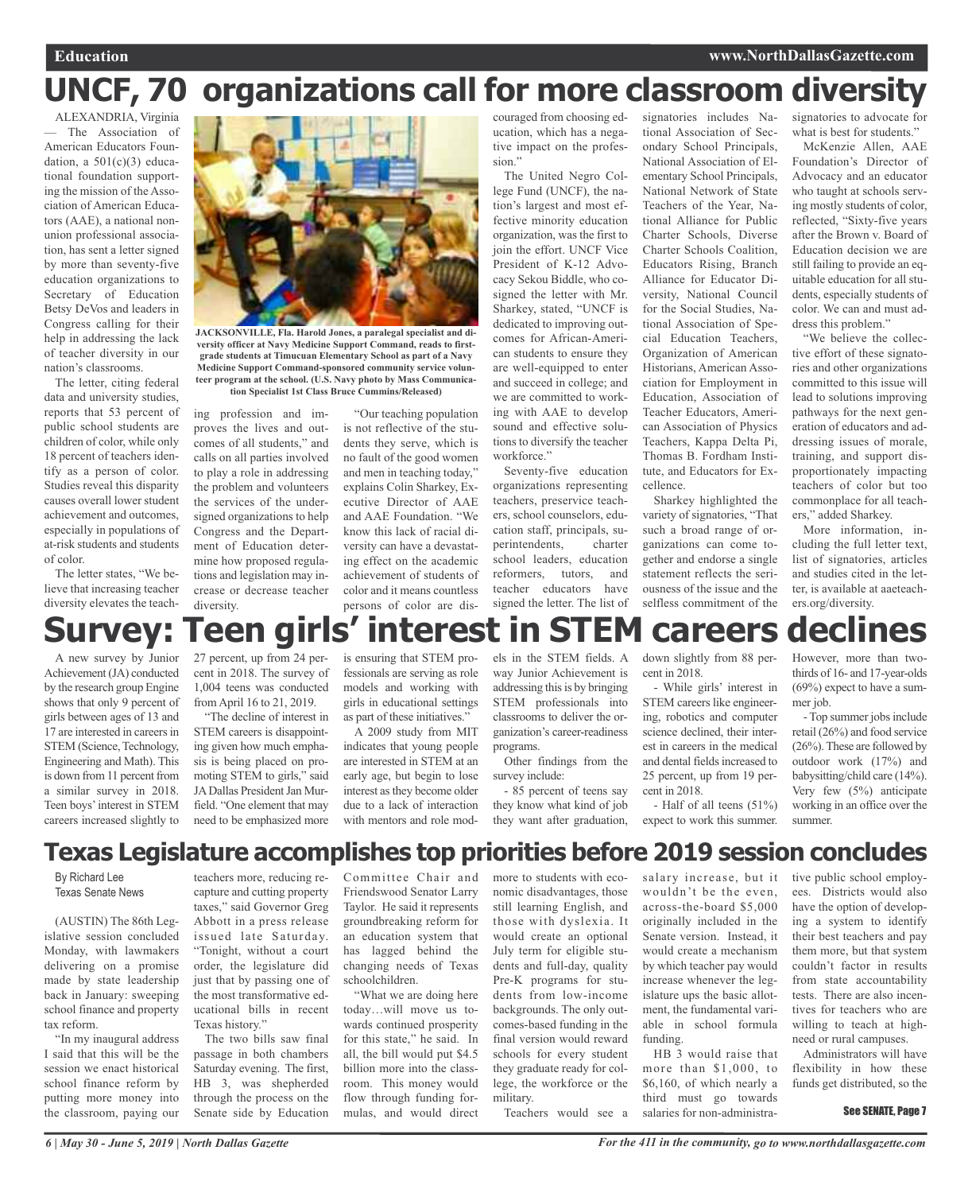# UNCF, 70 organizations call for more classroom diversity

ALEXANDRIA, Virginia — The Association of American Educators Foundation, a 501(c)(3) educational foundation supporting the mission of the Association of American Educators (AAE), a national non-union professional association, has sent a letter signed by more than seventy-five education organizations to Secretary of Education Betsy DeVos and leaders in Congress calling for their help in addressing the lack of teacher diversity in our nation's classrooms.

The letter, citing federal data and university studies, reports that 53 percent of public school students are children of color, while only 18 percent of teachers identify as a person of color. Studies reveal this disparity causes overall lower student achievement and outcomes, especially in populations of at-risk students and students of color.

The letter states, "We believe that increasing teacher diversity elevates the teaching profession and improves the lives and outcomes of all students," and calls on all parties involved to play a role in addressing the problem and volunteers the services of the undersigned organizations to help Congress and the Department of Education determine how proposed regulations and legislation may increase or decrease teacher diversity.

JACKSONVILLE, Fla. Harold Jones, a paralegal specialist and diversity officer at Navy Medicine Support Command, reads to first-grade students at Timucuan Elementary School as part of a Navy Medicine Support Command-sponsored community service volunteer program at the school. (U.S. Navy photo by Mass Communication Specialist 1st Class Bruce Cummins/Released)

"Our teaching population is not reflective of the students they serve, which is no fault of the good women and men in teaching today," explains Colin Sharkey, Executive Director of AAE and AAE Foundation. "We know this lack of racial diversity can have a devastating effect on the academic achievement of students of color and it means countless persons of color are discouraged from choosing education, which has a negative impact on the profession."

The United Negro College Fund (UNCF), the nation's largest and most effective minority education organization, was the first to join the effort. UNCF Vice President of K-12 Advocacy Sekou Biddle, who co-signed the letter with Mr. Sharkey, stated, "UNCF is dedicated to improving outcomes for African-American students to ensure they are well-equipped to enter and succeed in college; and we are committed to working with AAE to develop sound and effective solutions to diversify the teacher workforce."

Seventy-five education organizations representing teachers, preservice teachers, school counselors, education staff, principals, superintendents, charter school leaders, education reformers, tutors, and teacher educators have signed the letter. The list of signatories includes National Association of Secondary School Principals, National Association of Elementary School Principals, National Network of State Teachers of the Year, National Alliance for Public Charter Schools, Diverse Charter Schools Coalition, Educators Rising, Branch Alliance for Educator Diversity, National Council for the Social Studies, National Association of Special Education Teachers, Organization of American Historians, American Association for Employment in Education, Association of Teacher Educators, American Association of Physics Teachers, Kappa Delta Pi, Thomas B. Fordham Institute, and Educators for Excellence.

Sharkey highlighted the variety of signatories, "That such a broad range of organizations can come together and endorse a single statement reflects the seriousness of the issue and the selfless commitment of the signatories to advocate for what is best for students."

McKenzie Allen, AAE Foundation's Director of Advocacy and an educator who taught at schools serving mostly students of color, reflected, "Sixty-five years after the Brown v. Board of Education decision we are still failing to provide an equitable education for all students, especially students of color. We can and must address this problem."

"We believe the collective effort of these signatories and other organizations committed to this issue will lead to solutions improving pathways for the next generation of educators and addressing issues of morale, training, and support disproportionately impacting teachers of color but too commonplace for all teachers," added Sharkey.

More information, including the full letter text, list of signatories, articles and studies cited in the letter, is available at aaeteachers.org/diversity.

# Survey: Teen girls' interest in STEM careers declines

A new survey by Junior Achievement (JA) conducted by the research group Engine shows that only 9 percent of girls between ages of 13 and 17 are interested in careers in STEM (Science, Technology, Engineering and Math). This is down from 11 percent from a similar survey in 2018. Teen boys' interest in STEM careers increased slightly to 27 percent, up from 24 percent in 2018. The survey of 1,004 teens was conducted from April 16 to 21, 2019.

"The decline of interest in STEM careers is disappointing given how much emphasis is being placed on promoting STEM to girls," said JA Dallas President Jan Murfield. "One element that may need to be emphasized more is ensuring that STEM professionals are serving as role models and working with girls in educational settings as part of these initiatives."

A 2009 study from MIT indicates that young people are interested in STEM at an early age, but begin to lose interest as they become older due to a lack of interaction with mentors and role models in the STEM fields. A way Junior Achievement is addressing this is by bringing STEM professionals into classrooms to deliver the organization's career-readiness programs.

Other findings from the survey include:

- 85 percent of teens say they know what kind of job they want after graduation, down slightly from 88 percent in 2018.
- While girls' interest in STEM careers like engineering, robotics and computer science declined, their interest in careers in the medical and dental fields increased to 25 percent, up from 19 percent in 2018.
- Half of all teens (51%) expect to work this summer. However, more than two-thirds of 16- and 17-year-olds (69%) expect to have a summer job.
- Top summer jobs include retail (26%) and food service (26%). These are followed by outdoor work (17%) and babysitting/child care (14%). Very few (5%) anticipate working in an office over the summer.

# Texas Legislature accomplishes top priorities before 2019 session concludes

By Richard Lee
Texas Senate News

(AUSTIN) The 86th Legislative session concluded Monday, with lawmakers delivering on a promise made by state leadership back in January: sweeping school finance and property tax reform.

"In my inaugural address I said that this will be the session we enact historical school finance reform by putting more money into the classroom, paying our teachers more, reducing recapture and cutting property taxes," said Governor Greg Abbott in a press release issued late Saturday. "Tonight, without a court order, the legislature did just that by passing one of the most transformative educational bills in recent Texas history."

The two bills saw final passage in both chambers Saturday evening. The first, HB 3, was shepherded through the process on the Senate side by Education Committee Chair and Friendswood Senator Larry Taylor. He said it represents groundbreaking reform for an education system that has lagged behind the changing needs of Texas schoolchildren.

"What we are doing here today…will move us towards continued prosperity for this state," he said. In all, the bill would put $4.5 billion more into the classroom. This money would flow through funding formulas, and would direct more to students with economic disadvantages, those still learning English, and those with dyslexia. It would create an optional July term for eligible students and full-day, quality Pre-K programs for students from low-income backgrounds. The only outcomes-based funding in the final version would reward schools for every student they graduate ready for college, the workforce or the military.

Teachers would see a salary increase, but it wouldn't be the even, across-the-board $5,000 originally included in the Senate version. Instead, it would create a mechanism by which teacher pay would increase whenever the legislature ups the basic allotment, the fundamental variable in school formula funding.

HB 3 would raise that more than $1,000, to $6,160, of which nearly a third must go towards salaries for non-administrative public school employees. Districts would also have the option of developing a system to identify their best teachers and pay them more, but that system couldn't factor in results from state accountability tests. There are also incentives for teachers who are willing to teach at high-need or rural campuses.

Administrators will have flexibility in how these funds get distributed, so the

See SENATE, Page 7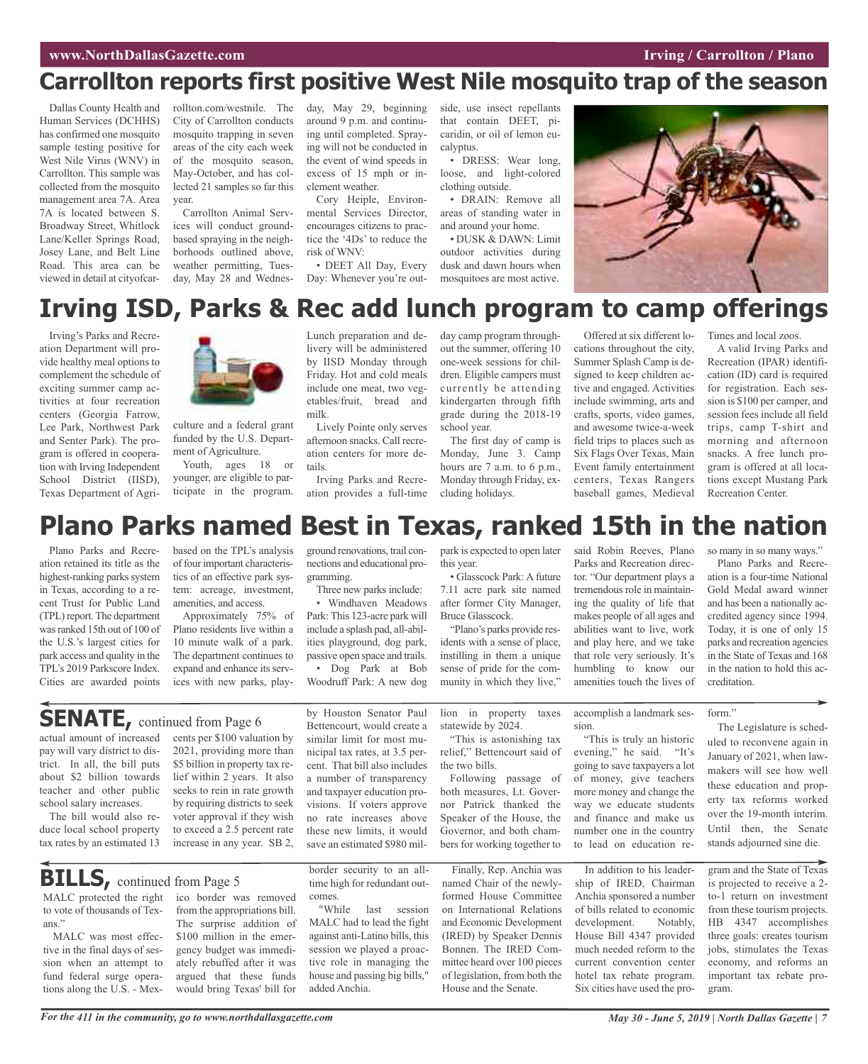# Carrollton reports first positive West Nile mosquito trap of the season

Dallas County Health and Human Services (DCHHS) has confirmed one mosquito sample testing positive for West Nile Virus (WNV) in Carrollton. This sample was collected from the mosquito management area 7A. Area 7A is located between S. Broadway Street, Whitlock Lane/Keller Springs Road, Josey Lane, and Belt Line Road. This area can be viewed in detail at cityofcarrollton.com/westnile. The City of Carrollton conducts mosquito trapping in seven areas of the city each week of the mosquito season, May-October, and has collected 21 samples so far this year.

Carrollton Animal Services will conduct ground-based spraying in the neighborhoods outlined above, weather permitting, Tuesday, May 28 and Wednesday, May 29, beginning around 9 p.m. and continuing until completed. Spraying will not be conducted in the event of wind speeds in excess of 15 mph or inclement weather.

Cory Heiple, Environmental Services Director, encourages citizens to practice the '4Ds' to reduce the risk of WNV:

- DEET All Day, Every Day: Whenever you're outside, use insect repellants that contain DEET, picaridin, or oil of lemon eucalyptus.
- DRESS: Wear long, loose, and light-colored clothing outside.
- DRAIN: Remove all areas of standing water in and around your home.
- DUSK & DAWN: Limit outdoor activities during dusk and dawn hours when mosquitoes are most active.

# Irving ISD, Parks & Rec add lunch program to camp offerings

Irving's Parks and Recreation Department will provide healthy meal options to complement the schedule of exciting summer camp activities at four recreation centers (Georgia Farrow, Lee Park, Northwest Park and Senter Park). The program is offered in cooperation with Irving Independent School District (IISD), Texas Department of Agriculture and a federal grant funded by the U.S. Department of Agriculture.

Youth, ages 18 or younger, are eligible to participate in the program. Lunch preparation and delivery will be administered by IISD Monday through Friday. Hot and cold meals include one meat, two vegetables/fruit, bread and milk.

Lively Pointe only serves afternoon snacks. Call recreation centers for more details.

Irving Parks and Recreation provides a full-time day camp program throughout the summer, offering 10 one-week sessions for children. Eligible campers must currently be attending kindergarten through fifth grade during the 2018-19 school year.

The first day of camp is Monday, June 3. Camp hours are 7 a.m. to 6 p.m., Monday through Friday, excluding holidays.

Offered at six different locations throughout the city, Summer Splash Camp is designed to keep children active and engaged. Activities include swimming, arts and crafts, sports, video games, and awesome twice-a-week field trips to places such as Six Flags Over Texas, Main Event family entertainment centers, Texas Rangers baseball games, Medieval Times and local zoos.

A valid Irving Parks and Recreation (IPAR) identification (ID) card is required for registration. Each session is $100 per camper, and session fees include all field trips, camp T-shirt and morning and afternoon snacks. A free lunch program is offered at all locations except Mustang Park Recreation Center.

# Plano Parks named Best in Texas, ranked 15th in the nation

Plano Parks and Recreation retained its title as the highest-ranking parks system in Texas, according to a recent Trust for Public Land (TPL) report. The department was ranked 15th out of 100 of the U.S.'s largest cities for park access and quality in the TPL's 2019 Parkscore Index. Cities are awarded points based on the TPL's analysis of four important characteristics of an effective park system: acreage, investment, amenities, and access.

Approximately 75% of Plano residents live within a 10 minute walk of a park. The department continues to expand and enhance its services with new parks, playground renovations, trail connections and educational programming.

Three new parks include:

- Windhaven Meadows Park: This 123-acre park will include a splash pad, all-abilities playground, dog park, passive open space and trails.
- Dog Park at Bob Woodruff Park: A new dog park is expected to open later this year.
- Glasscock Park: A future 7.11 acre park site named after former City Manager, Bruce Glasscock.

"Plano's parks provide residents with a sense of place, instilling in them a unique sense of pride for the community in which they live," said Robin Reeves, Plano Parks and Recreation director. "Our department plays a tremendous role in maintaining the quality of life that makes people of all ages and abilities want to live, work and play here, and we take that role very seriously. It's humbling to know our amenities touch the lives of so many in so many ways."

Plano Parks and Recreation is a four-time National Gold Medal award winner and has been a nationally accredited agency since 1994. Today, it is one of only 15 parks and recreation agencies in the State of Texas and 168 in the nation to hold this accreditation.

## SENATE, continued from Page 6

actual amount of increased pay will vary district to district. In all, the bill puts about $2 billion towards teacher and other public school salary increases.

The bill would also reduce local school property tax rates by an estimated 13 cents per $100 valuation by 2021, providing more than $5 billion in property tax relief within 2 years. It also seeks to rein in rate growth by requiring districts to seek voter approval if they wish to exceed a 2.5 percent rate increase in any year. SB 2, by Houston Senator Paul Bettencourt, would create a similar limit for most municipal tax rates, at 3.5 percent. That bill also includes a number of transparency and taxpayer education provisions. If voters approve no rate increases above these new limits, it would save an estimated $980 million in property taxes statewide by 2024.

"This is astonishing tax relief," Bettencourt said of the two bills.

Following passage of both measures, Lt. Governor Patrick thanked the Speaker of the House, the Governor, and both chambers for working together to accomplish a landmark session.

"This is truly an historic evening," he said. "It's going to save taxpayers a lot of money, give teachers more money and change the way we educate students and finance and make us number one in the country to lead on education reform."

The Legislature is scheduled to reconvene again in January of 2021, when lawmakers will see how well these education and property tax reforms worked over the 19-month interim. Until then, the Senate stands adjourned sine die.

## BILLS, continued from Page 5

MALC protected the right to vote of thousands of Texans."

MALC was most effective in the final days of session when an attempt to fund federal surge operations along the U.S. - Mexico border was removed from the appropriations bill. The surprise addition of $100 million in the emergency budget was immediately rebuffed after it was argued that these funds would bring Texas' bill for border security to an all-time high for redundant outcomes.

"While last session MALC had to lead the fight against anti-Latino bills, this session we played a proactive role in managing the house and passing big bills," added Anchia.

Finally, Rep. Anchia was named Chair of the newly-formed House Committee on International Relations and Economic Development (IRED) by Speaker Dennis Bonnen. The IRED Committee heard over 100 pieces of legislation, from both the House and the Senate.

In addition to his leadership of IRED, Chairman Anchia sponsored a number of bills related to economic development. Notably, House Bill 4347 provided much needed reform to the current convention center hotel tax rebate program. Six cities have used the program and the State of Texas is projected to receive a 2-to-1 return on investment from these tourism projects. HB 4347 accomplishes three goals: creates tourism jobs, stimulates the Texas economy, and reforms an important tax rebate program.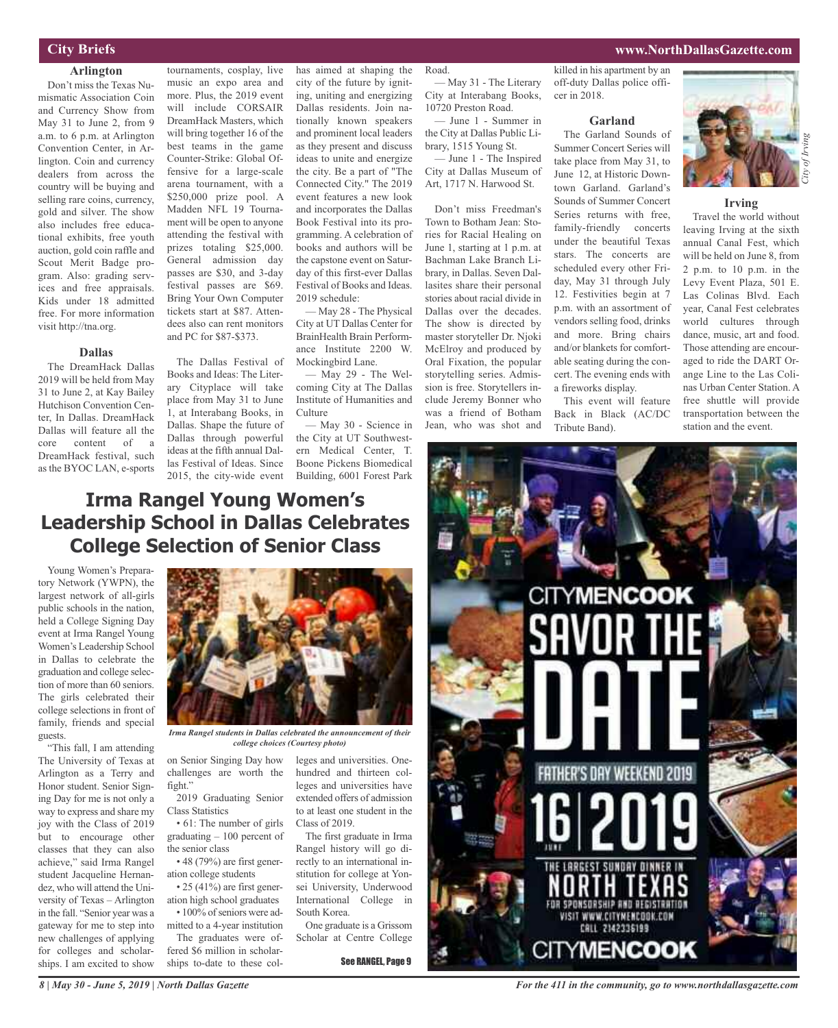## City Briefs

### Arlington

Don't miss the Texas Numismatic Association Coin and Currency Show from May 31 to June 2, from 9 a.m. to 6 p.m. at Arlington Convention Center, in Arlington. Coin and currency dealers from across the country will be buying and selling rare coins, currency, gold and silver. The show also includes free educational exhibits, free youth auction, gold coin raffle and Scout Merit Badge program. Also: grading services and free appraisals. Kids under 18 admitted free. For more information visit http://tna.org.

### Dallas

The DreamHack Dallas 2019 will be held from May 31 to June 2, at Kay Bailey Hutchison Convention Center, In Dallas. DreamHack Dallas will feature all the core content of a DreamHack festival, such as the BYOC LAN, e-sports tournaments, cosplay, live music an expo area and more. Plus, the 2019 event will include CORSAIR DreamHack Masters, which will bring together 16 of the best teams in the game Counter-Strike: Global Offensive for a large-scale arena tournament, with a $250,000 prize pool. A Madden NFL 19 Tournament will be open to anyone attending the festival with prizes totaling $25,000. General admission day passes are $30, and 3-day festival passes are $69. Bring Your Own Computer tickets start at $87. Attendees also can rent monitors and PC for $87-$373.

The Dallas Festival of Books and Ideas: The Literary Cityplace will take place from May 31 to June 1, at Interabang Books, in Dallas. Shape the future of Dallas through powerful ideas at the fifth annual Dallas Festival of Ideas. Since 2015, the city-wide event has aimed at shaping the city of the future by igniting, uniting and energizing Dallas residents. Join nationally known speakers and prominent local leaders as they present and discuss ideas to unite and energize the city. Be a part of "The Connected City." The 2019 event features a new look and incorporates the Dallas Book Festival into its programming. A celebration of books and authors will be the capstone event on Saturday of this first-ever Dallas Festival of Books and Ideas. 2019 schedule:

— May 28 - The Physical City at UT Dallas Center for BrainHealth Brain Performance Institute 2200 W. Mockingbird Lane.

— May 29 - The Welcoming City at The Dallas Institute of Humanities and Culture

— May 30 - Science in the City at UT Southwestern Medical Center, T. Boone Pickens Biomedical Building, 6001 Forest Park Road.

— May 31 - The Literary City at Interabang Books, 10720 Preston Road.

— June 1 - Summer in the City at Dallas Public Library, 1515 Young St.

— June 1 - The Inspired City at Dallas Museum of Art, 1717 N. Harwood St.

Don't miss Freedman's Town to Botham Jean: Stories for Racial Healing on June 1, starting at 1 p.m. at Bachman Lake Branch Library, in Dallas. Seven Dallasites share their personal stories about racial divide in Dallas over the decades. The show is directed by master storyteller Dr. Njoki McElroy and produced by Oral Fixation, the popular storytelling series. Admission is free. Storytellers include Jeremy Bonner who was a friend of Botham Jean, who was shot and killed in his apartment by an off-duty Dallas police officer in 2018.

### Garland

The Garland Sounds of Summer Concert Series will take place from May 31, to June 12, at Historic Downtown Garland. Garland's Sounds of Summer Concert Series returns with free, family-friendly concerts under the beautiful Texas stars. The concerts are scheduled every other Friday, May 31 through July 12. Festivities begin at 7 p.m. with an assortment of vendors selling food, drinks and more. Bring chairs and/or blankets for comfortable seating during the concert. The evening ends with a fireworks display.

This event will feature Back in Black (AC/DC Tribute Band).

*City of Irving*

### Irving

Travel the world without leaving Irving at the sixth annual Canal Fest, which will be held on June 8, from 2 p.m. to 10 p.m. in the Levy Event Plaza, 501 E. Las Colinas Blvd. Each year, Canal Fest celebrates world cultures through dance, music, art and food. Those attending are encouraged to ride the DART Orange Line to the Las Colinas Urban Center Station. A free shuttle will provide transportation between the station and the event.

# Irma Rangel Young Women's Leadership School in Dallas Celebrates College Selection of Senior Class

Young Women's Preparatory Network (YWPN), the largest network of all-girls public schools in the nation, held a College Signing Day event at Irma Rangel Young Women's Leadership School in Dallas to celebrate the graduation and college selection of more than 60 seniors. The girls celebrated their college selections in front of family, friends and special guests.

*Irma Rangel students in Dallas celebrated the announcement of their college choices (Courtesy photo)*

"This fall, I am attending The University of Texas at Arlington as a Terry and Honor student. Senior Signing Day for me is not only a way to express and share my joy with the Class of 2019 but to encourage other classes that they can also achieve," said Irma Rangel student Jacqueline Hernandez, who will attend the University of Texas – Arlington in the fall. "Senior year was a gateway for me to step into new challenges of applying for colleges and scholarships. I am excited to show on Senior Singing Day how challenges are worth the fight."

2019 Graduating Senior Class Statistics

- 61: The number of girls graduating – 100 percent of the senior class
- 48 (79%) are first generation college students
- 25 (41%) are first generation high school graduates
- 100% of seniors were admitted to a 4-year institution

The graduates were offered $6 million in scholarships to-date to these colleges and universities. One-hundred and thirteen colleges and universities have extended offers of admission to at least one student in the Class of 2019.

The first graduate in Irma Rangel history will go directly to an international institution for college at Yonsei University, Underwood International College in South Korea.

One graduate is a Grissom Scholar at Centre College

See RANGEL, Page 9

CITYMENCOOK
SAVOR THE DATE
FATHER'S DAY WEEKEND 2019
16 | 2019 JUNE
THE LARGEST SUNDAY DINNER IN NORTH TEXAS
FOR SPONSORSHIP AND REGISTRATION VISIT WWW.CITYMENCOOK.COM CALL 2142336199
CITYMENCOOK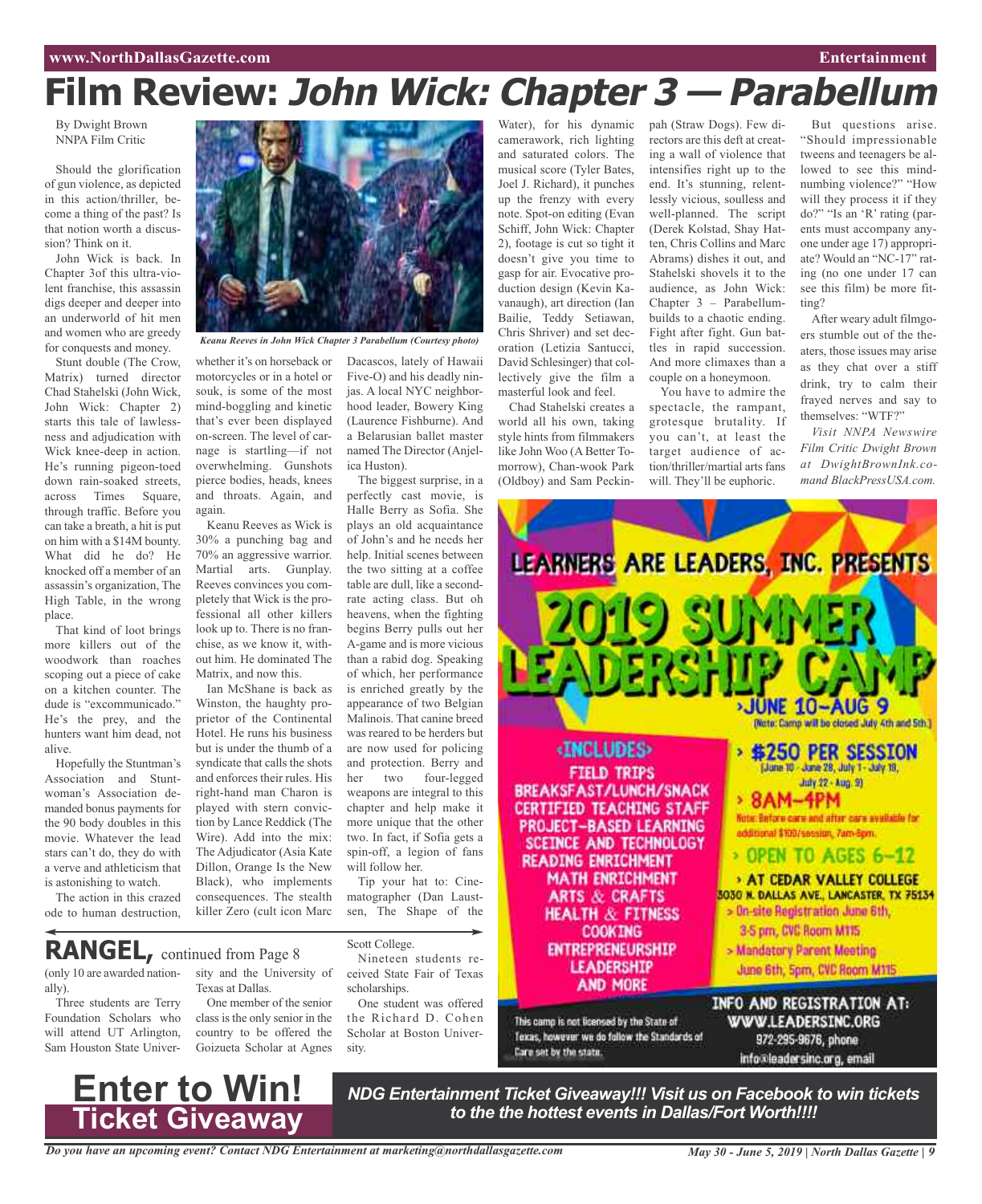# Film Review: *John Wick: Chapter 3 — Parabellum*

By Dwight Brown
NNPA Film Critic

Should the glorification of gun violence, as depicted in this action/thriller, become a thing of the past? Is that notion worth a discussion? Think on it.

John Wick is back. In Chapter 3of this ultra-violent franchise, this assassin digs deeper and deeper into an underworld of hit men and women who are greedy for conquests and money.

Stunt double (The Crow, Matrix) turned director Chad Stahelski (John Wick, John Wick: Chapter 2) starts this tale of lawlessness and adjudication with Wick knee-deep in action. He's running pigeon-toed down rain-soaked streets, across Times Square, through traffic. Before you can take a breath, a hit is put on him with a $14M bounty. What did he do? He knocked off a member of an assassin's organization, The High Table, in the wrong place.

That kind of loot brings more killers out of the woodwork than roaches scoping out a piece of cake on a kitchen counter. The dude is "excommunicado." He's the prey, and the hunters want him dead, not alive.

Hopefully the Stuntman's Association and Stuntwoman's Association demanded bonus payments for the 90 body doubles in this movie. Whatever the lead stars can't do, they do with a verve and athleticism that is astonishing to watch.

The action in this crazed ode to human destruction, whether it's on horseback or motorcycles or in a hotel or souk, is some of the most mind-boggling and kinetic that's ever been displayed on-screen. The level of carnage is startling—if not overwhelming. Gunshots pierce bodies, heads, knees and throats. Again, and again.

*Keanu Reeves in John Wick Chapter 3 Parabellum (Courtesy photo)*

Keanu Reeves as Wick is 30% a punching bag and 70% an aggressive warrior. Martial arts. Gunplay. Reeves convinces you completely that Wick is the professional all other killers look up to. There is no franchise, as we know it, without him. He dominated The Matrix, and now this.

Ian McShane is back as Winston, the haughty proprietor of the Continental Hotel. He runs his business but is under the thumb of a syndicate that calls the shots and enforces their rules. His right-hand man Charon is played with stern conviction by Lance Reddick (The Wire). Add into the mix: The Adjudicator (Asia Kate Dillon, Orange Is the New Black), who implements consequences. The stealth killer Zero (cult icon Marc Dacascos, lately of Hawaii Five-O) and his deadly ninjas. A local NYC neighborhood leader, Bowery King (Laurence Fishburne). And a Belarusian ballet master named The Director (Anjelica Huston).

The biggest surprise, in a perfectly cast movie, is Halle Berry as Sofia. She plays an old acquaintance of John's and he needs her help. Initial scenes between the two sitting at a coffee table are dull, like a second-rate acting class. But oh heavens, when the fighting begins Berry pulls out her A-game and is more vicious than a rabid dog. Speaking of which, her performance is enriched greatly by the appearance of two Belgian Malinois. That canine breed was reared to be herders but are now used for policing and protection. Berry and her two four-legged weapons are integral to this chapter and help make it more unique that the other two. In fact, if Sofia gets a spin-off, a legion of fans will follow her.

Tip your hat to: Cinematographer (Dan Laustsen, The Shape of the Water), for his dynamic camerawork, rich lighting and saturated colors. The musical score (Tyler Bates, Joel J. Richard), it punches up the frenzy with every note. Spot-on editing (Evan Schiff, John Wick: Chapter 2), footage is cut so tight it doesn't give you time to gasp for air. Evocative production design (Kevin Kavanaugh), art direction (Ian Bailie, Teddy Setiawan, Chris Shriver) and set decoration (Letizia Santucci, David Schlesinger) that collectively give the film a masterful look and feel.

Chad Stahelski creates a world all his own, taking style hints from filmmakers like John Woo (A Better Tomorrow), Chan-wook Park (Oldboy) and Sam Peckinpah (Straw Dogs). Few directors are this deft at creating a wall of violence that intensifies right up to the end. It's stunning, relentlessly vicious, soulless and well-planned. The script (Derek Kolstad, Shay Hatten, Chris Collins and Marc Abrams) dishes it out, and Stahelski shovels it to the audience, as John Wick: Chapter 3 – Parabellum builds to a chaotic ending. Fight after fight. Gun battles in rapid succession. And more climaxes than a couple on a honeymoon.

You have to admire the spectacle, the rampant, grotesque brutality. If you can't, at least the target audience of action/thriller/martial arts fans will. They'll be euphoric.

But questions arise. "Should impressionable tweens and teenagers be allowed to see this mind-numbing violence?" "How will they process it if they do?" "Is an 'R' rating (parents must accompany anyone under age 17) appropriate? Would an "NC-17" rating (no one under 17 can see this film) be more fitting?

After weary adult filmgoers stumble out of the theaters, those issues may arise as they chat over a stiff drink, try to calm their frayed nerves and say to themselves: "WTF?"

*Visit NNPA Newswire Film Critic Dwight Brown at DwightBrownInk.com and BlackPressUSA.com.*

## RANGEL, continued from Page 8

(only 10 are awarded nationally).

Three students are Terry Foundation Scholars who will attend UT Arlington, Sam Houston State University and the University of Texas at Dallas.

One member of the senior class is the only senior in the country to be offered the Goizueta Scholar at Agnes Scott College.

Nineteen students received State Fair of Texas scholarships.

One student was offered the Richard D. Cohen Scholar at Boston University.

## LEARNERS ARE LEADERS, INC. PRESENTS
## 2019 SUMMER LEADERSHIP CAMP

**JUNE 10–AUG 9**
(Note: Camp will be closed July 4th and 5th.)

**INCLUDES**
- FIELD TRIPS
- BREAKSFAST/LUNCH/SNACK
- CERTIFIED TEACHING STAFF
- PROJECT-BASED LEARNING
- SCEINCE AND TECHNOLOGY
- READING ENRICHMENT
- MATH ENRICHMENT
- ARTS & CRAFTS
- HEALTH & FITNESS
- COOKING
- ENTREPRENEURSHIP
- LEADERSHIP
- AND MORE

- **$250 PER SESSION** (June 10 - June 28, July 1 - July 19, July 22 - Aug. 9)
- **8AM–4PM** Note: Before care and after care available for additional $100/session, 7am-6pm.
- **OPEN TO AGES 6–12**
- **AT CEDAR VALLEY COLLEGE** 3030 N. DALLAS AVE., LANCASTER, TX 75134
- On-site Registration June 6th, 3-5 pm, CVC Room M115
- Mandatory Parent Meeting June 6th, 5pm, CVC Room M115

This camp is not licensed by the State of Texas, however we do follow the Standards of Care set by the state.

**INFO AND REGISTRATION AT:**
WWW.LEADERSINC.ORG
972-295-9676, phone
info@leadersinc.org, email

## Enter to Win! Ticket Giveaway

***NDG Entertainment Ticket Giveaway!!! Visit us on Facebook to win tickets to the the hottest events in Dallas/Fort Worth!!!!***

*Do you have an upcoming event? Contact NDG Entertainment at marketing@northdallasgazette.com*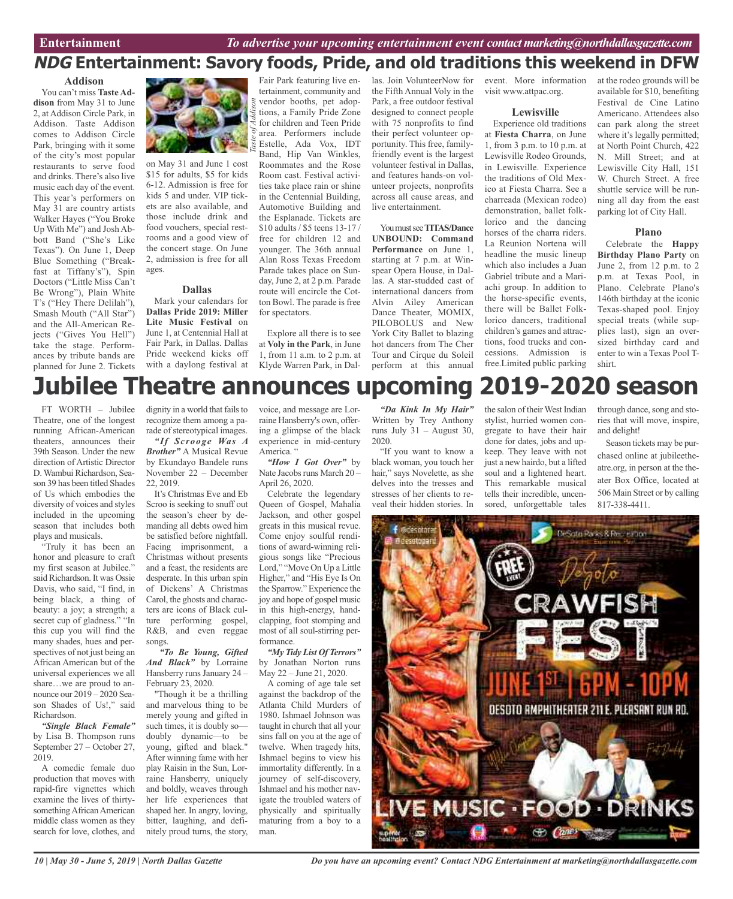Entertainment *To advertise your upcoming entertainment event contact marketing@northdallasgazette.com*

# *NDG* Entertainment: Savory foods, Pride, and old traditions this weekend in DFW

### Addison

You can't miss **Taste Addison** from May 31 to June 2, at Addison Circle Park, in Addison. Taste Addison comes to Addison Circle Park, bringing with it some of the city's most popular restaurants to serve food and drinks. There's also live music each day of the event. This year's performers on May 31 are country artists Walker Hayes ("You Broke Up With Me") and Josh Abbott Band ("She's Like Texas"). On June 1, Deep Blue Something ("Breakfast at Tiffany's"), Spin Doctors ("Little Miss Can't Be Wrong"), Plain White T's ("Hey There Delilah"), Smash Mouth ("All Star") and the All-American Rejects ("Gives You Hell") take the stage. Performances by tribute bands are planned for June 2. Tickets on May 31 and June 1 cost $15 for adults, $5 for kids 6-12. Admission is free for kids 5 and under. VIP tickets are also available, and those include drink and food vouchers, special restrooms and a good view of the concert stage. On June 2, admission is free for all ages.

Taste of Addison

### Dallas

Mark your calendars for **Dallas Pride 2019: Miller Lite Music Festival** on June 1, at Centennial Hall at Fair Park, in Dallas. Dallas Pride weekend kicks off with a daylong festival at Fair Park featuring live entertainment, community and vendor booths, pet adoptions, a Family Pride Zone for children and Teen Pride area. Performers include Estelle, Ada Vox, IDT Band, Hip Van Winkles, Roommates and the Rose Room cast. Festival activities take place rain or shine in the Centennial Building, Automotive Building and the Esplanade. Tickets are $10 adults / $5 teens 13-17 / free for children 12 and younger. The 36th annual Alan Ross Texas Freedom Parade takes place on Sunday, June 2, at 2 p.m. Parade route will encircle the Cotton Bowl. The parade is free for spectators.

Explore all there is to see at **Voly in the Park**, in June 1, from 11 a.m. to 2 p.m. at Klyde Warren Park, in Dallas. Join VolunteerNow for the Fifth Annual Voly in the Park, a free outdoor festival designed to connect people with 75 nonprofits to find their perfect volunteer opportunity. This free, family-friendly event is the largest volunteer festival in Dallas, and features hands-on volunteer projects, nonprofits across all cause areas, and live entertainment.

You must see **TITAS/Dance UNBOUND: Command Performance** on June 1, starting at 7 p.m. at Winspear Opera House, in Dallas. A star-studded cast of international dancers from Alvin Ailey American Dance Theater, MOMIX, PILOBOLUS and New York City Ballet to blazing hot dancers from The Cher Tour and Cirque du Soleil perform at this annual event. More information visit www.attpac.org.

### Lewisville

Experience old traditions at **Fiesta Charra**, on June 1, from 3 p.m. to 10 p.m. at Lewisville Rodeo Grounds, in Lewisville. Experience the traditions of Old Mexico at Fiesta Charra. See a charreada (Mexican rodeo) demonstration, ballet folklorico and the dancing horses of the charra riders. La Reunion Nortena will headline the music lineup which also includes a Juan Gabriel tribute and a Mariachi group. In addition to the horse-specific events, there will be Ballet Folklorico dancers, traditional children's games and attractions, food trucks and concessions. Admission is free.Limited public parking at the rodeo grounds will be available for $10, benefiting Festival de Cine Latino Americano. Attendees also can park along the street where it's legally permitted; at North Point Church, 422 N. Mill Street; and at Lewisville City Hall, 151 W. Church Street. A free shuttle service will be running all day from the east parking lot of City Hall.

### Plano

Celebrate the **Happy Birthday Plano Party** on June 2, from 12 p.m. to 2 p.m. at Texas Pool, in Plano. Celebrate Plano's 146th birthday at the iconic Texas-shaped pool. Enjoy special treats (while supplies last), sign an oversized birthday card and enter to win a Texas Pool T-shirt.

# Jubilee Theatre announces upcoming 2019-2020 season

FT WORTH – Jubilee Theatre, one of the longest running African-American theaters, announces their 39th Season. Under the new direction of Artistic Director D. Wambui Richardson, Season 39 has been titled Shades of Us which embodies the diversity of voices and styles included in the upcoming season that includes both plays and musicals.

"Truly it has been an honor and pleasure to craft my first season at Jubilee." said Richardson. It was Ossie Davis, who said, "I find, in being black, a thing of beauty: a joy; a strength; a secret cup of gladness." "In this cup you will find the many shades, hues and perspectives of not just being an African American but of the universal experiences we all share…we are proud to announce our 2019 – 2020 Season Shades of Us!," said Richardson.

***"Single Black Female"*** by Lisa B. Thompson runs September 27 – October 27, 2019.

A comedic female duo production that moves with rapid-fire vignettes which examine the lives of thirty-something African American middle class women as they search for love, clothes, and dignity in a world that fails to recognize them among a parade of stereotypical images.

***"If Scrooge Was A Brother"*** A Musical Revue by Ekundayo Bandele runs November 22 – December 22, 2019.

It's Christmas Eve and Eb Scroo is seeking to snuff out the season's cheer by demanding all debts owed him be satisfied before nightfall. Facing imprisonment, a Christmas without presents and a feast, the residents are desperate. In this urban spin of Dickens' A Christmas Carol, the ghosts and characters are icons of Black culture performing gospel, R&B, and even reggae songs.

***"To Be Young, Gifted And Black"*** by Lorraine Hansberry runs January 24 – February 23, 2020.

"Though it be a thrilling and marvelous thing to be merely young and gifted in such times, it is doubly so—doubly dynamic—to be young, gifted and black." After winning fame with her play Raisin in the Sun, Lorraine Hansberry, uniquely and boldly, weaves through her life experiences that shaped her. In angry, loving, bitter, laughing, and definitely proud turns, the story, voice, and message are Lorraine Hansberry's own, offering a glimpse of the black experience in mid-century America. "

***"How I Got Over"*** by Nate Jacobs runs March 20 – April 26, 2020.

Celebrate the legendary Queen of Gospel, Mahalia Jackson, and other gospel greats in this musical revue. Come enjoy soulful renditions of award-winning religious songs like "Precious Lord," "Move On Up a Little Higher," and "His Eye Is On the Sparrow." Experience the joy and hope of gospel music in this high-energy, handclapping, foot stomping and most of all soul-stirring performance.

***"My Tidy List Of Terrors"*** by Jonathan Norton runs May 22 – June 21, 2020.

A coming of age tale set against the backdrop of the Atlanta Child Murders of 1980. Ishmael Johnson was taught in church that all your sins fall on you at the age of twelve. When tragedy hits, Ishmael begins to view his immortality differently. In a journey of self-discovery, Ishmael and his mother navigate the troubled waters of physically and spiritually maturing from a boy to a man.

***"Da Kink In My Hair"*** Written by Trey Anthony runs July 31 – August 30, 2020.

"If you want to know a black woman, you touch her hair," says Novelette, as she delves into the tresses and stresses of her clients to reveal their hidden stories. In the salon of their West Indian stylist, hurried women congregate to have their hair done for dates, jobs and upkeep. They leave with not just a new hairdo, but a lifted soul and a lightened heart. This remarkable musical tells their incredible, uncensored, unforgettable tales through dance, song and stories that will move, inspire, and delight!

Season tickets may be purchased online at jubileetheatre.org, in person at the theater Box Office, located at 506 Main Street or by calling 817-338-4411.

@desotorec @desotopard DeSoto Parks & Recreation

FREE EVENT

DeSoto CRAWFISH FEST

JUNE 1ST | 6PM - 10PM

DESOTO AMPHITHEATER 211 E. PLEASANT RUN RD.

LIVE MUSIC · FOOD · DRINKS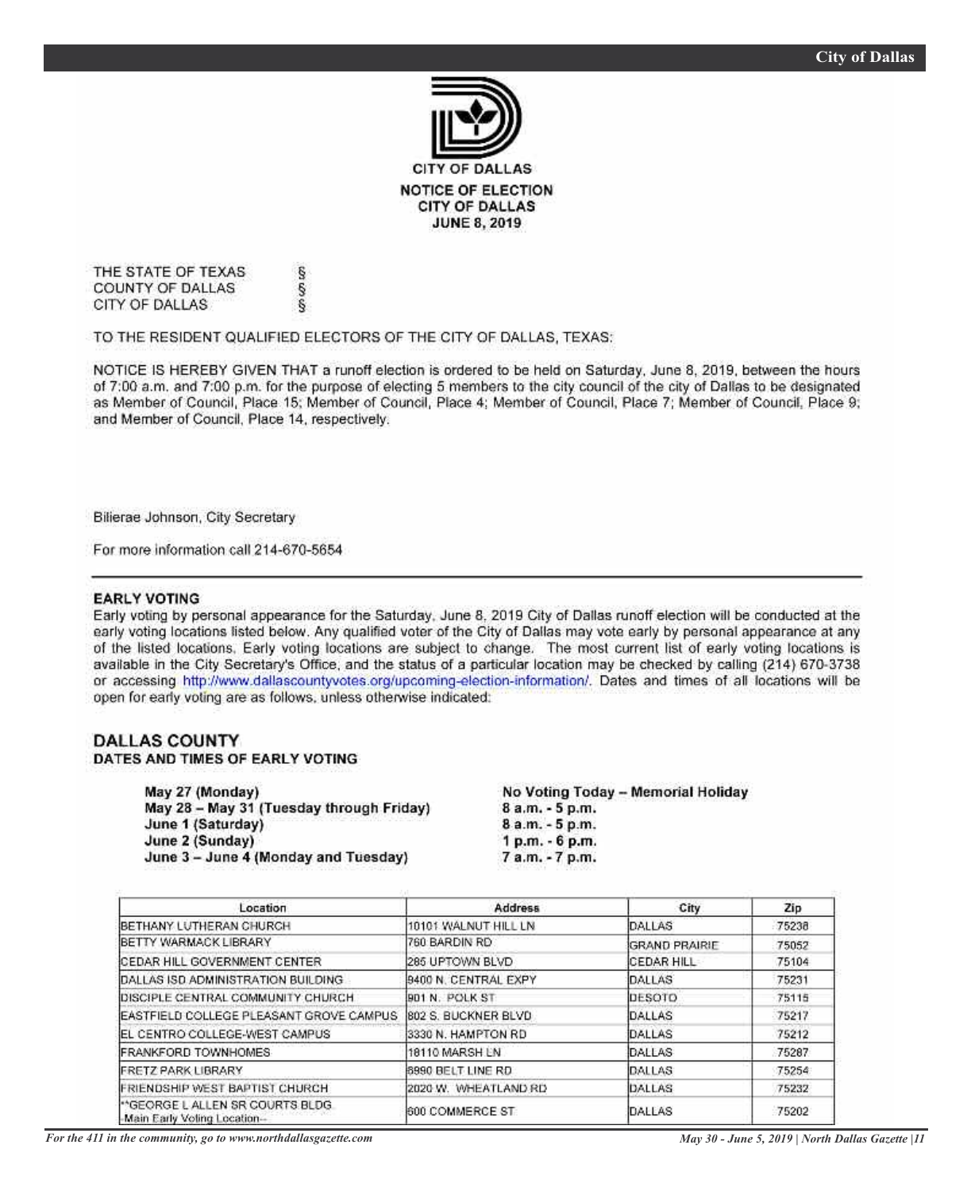**CITY OF DALLAS**

**NOTICE OF ELECTION**
**CITY OF DALLAS**
**JUNE 8, 2019**

THE STATE OF TEXAS §
COUNTY OF DALLAS §
CITY OF DALLAS §

TO THE RESIDENT QUALIFIED ELECTORS OF THE CITY OF DALLAS, TEXAS:

NOTICE IS HEREBY GIVEN THAT a runoff election is ordered to be held on Saturday, June 8, 2019, between the hours of 7:00 a.m. and 7:00 p.m. for the purpose of electing 5 members to the city council of the city of Dallas to be designated as Member of Council, Place 15; Member of Council, Place 4; Member of Council, Place 7; Member of Council, Place 9; and Member of Council, Place 14, respectively.

Bilierae Johnson, City Secretary

For more information call 214-670-5654

---

**EARLY VOTING**

Early voting by personal appearance for the Saturday, June 8, 2019 City of Dallas runoff election will be conducted at the early voting locations listed below. Any qualified voter of the City of Dallas may vote early by personal appearance at any of the listed locations. Early voting locations are subject to change. The most current list of early voting locations is available in the City Secretary's Office, and the status of a particular location may be checked by calling (214) 670-3738 or accessing http://www.dallascountyvotes.org/upcoming-election-information/. Dates and times of all locations will be open for early voting are as follows, unless otherwise indicated:

## DALLAS COUNTY

**DATES AND TIMES OF EARLY VOTING**

| | |
|---|---|
| **May 27 (Monday)** | **No Voting Today – Memorial Holiday** |
| **May 28 – May 31 (Tuesday through Friday)** | **8 a.m. - 5 p.m.** |
| **June 1 (Saturday)** | **8 a.m. - 5 p.m.** |
| **June 2 (Sunday)** | **1 p.m. - 6 p.m.** |
| **June 3 – June 4 (Monday and Tuesday)** | **7 a.m. - 7 p.m.** |

| Location | Address | City | Zip |
|---|---|---|---|
| BETHANY LUTHERAN CHURCH | 10101 WALNUT HILL LN | DALLAS | 75238 |
| BETTY WARMACK LIBRARY | 760 BARDIN RD | GRAND PRAIRIE | 75052 |
| CEDAR HILL GOVERNMENT CENTER | 285 UPTOWN BLVD | CEDAR HILL | 75104 |
| DALLAS ISD ADMINISTRATION BUILDING | 9400 N. CENTRAL EXPY | DALLAS | 75231 |
| DISCIPLE CENTRAL COMMUNITY CHURCH | 901 N. POLK ST | DESOTO | 75115 |
| EASTFIELD COLLEGE PLEASANT GROVE CAMPUS | 802 S. BUCKNER BLVD | DALLAS | 75217 |
| EL CENTRO COLLEGE-WEST CAMPUS | 3330 N. HAMPTON RD | DALLAS | 75212 |
| FRANKFORD TOWNHOMES | 18110 MARSH LN | DALLAS | 75287 |
| FRETZ PARK LIBRARY | 6990 BELT LINE RD | DALLAS | 75254 |
| FRIENDSHIP WEST BAPTIST CHURCH | 2020 W. WHEATLAND RD | DALLAS | 75232 |
| **GEORGE L ALLEN SR COURTS BLDG -Main Early Voting Location-- | 600 COMMERCE ST | DALLAS | 75202 |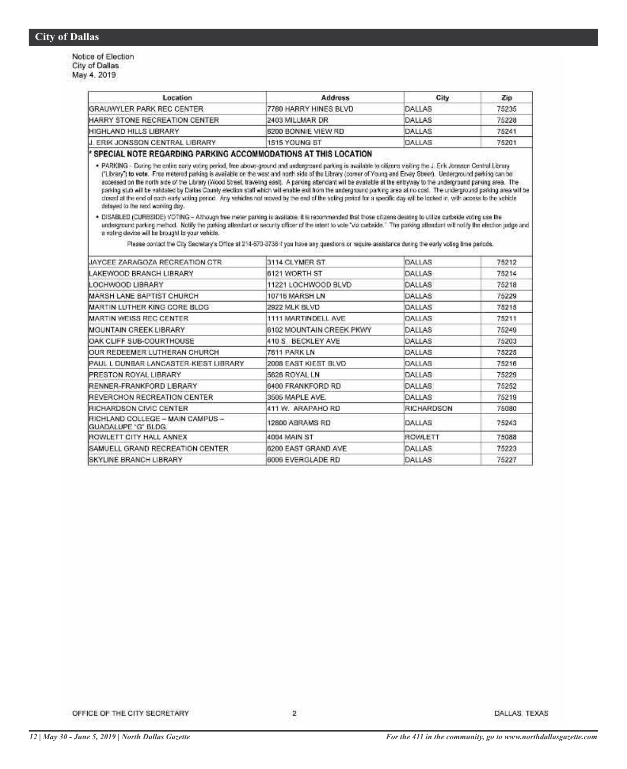## City of Dallas

Notice of Election
City of Dallas
May 4, 2019

| Location | Address | City | Zip |
|---|---|---|---|
| GRAUWYLER PARK REC CENTER | 7780 HARRY HINES BLVD | DALLAS | 75235 |
| HARRY STONE RECREATION CENTER | 2403 MILLMAR DR | DALLAS | 75228 |
| HIGHLAND HILLS LIBRARY | 6200 BONNIE VIEW RD | DALLAS | 75241 |
| J. ERIK JONSSON CENTRAL LIBRARY | 1515 YOUNG ST | DALLAS | 75201 |

**\* SPECIAL NOTE REGARDING PARKING ACCOMMODATIONS AT THIS LOCATION**

- PARKING – During the entire early voting period, free above-ground and underground parking is available to citizens visiting the J. Erik Jonsson Central Library ("Library") **to vote.** Free metered parking is available on the west and north side of the Library (corner of Young and Ervay Street). Underground parking can be accessed on the north side of the Library (Wood Street, traveling east). A parking attendant will be available at the entryway to the underground parking area. The parking stub will be validated by Dallas County election staff which will enable exit from the underground parking area at no cost. The underground parking area will be closed at the end of each early voting period. Any vehicles not moved by the end of the voting period for a specific day will be locked in, with access to the vehicle delayed to the next working day.
- DISABLED (CURBSIDE) VOTING – Although free meter parking is available, it is recommended that those citizens desiring to utilize curbside voting use the underground parking method. Notify the parking attendant or security officer of the intent to vote "via curbside." The parking attendant will notify the election judge and a voting device will be brought to your vehicle.

Please contact the City Secretary's Office at 214-670-3738 if you have any questions or require assistance during the early voting time periods.

| Location | Address | City | Zip |
|---|---|---|---|
| JAYCEE ZARAGOZA RECREATION CTR | 3114 CLYMER ST | DALLAS | 75212 |
| LAKEWOOD BRANCH LIBRARY | 6121 WORTH ST | DALLAS | 75214 |
| LOCHWOOD LIBRARY | 11221 LOCHWOOD BLVD | DALLAS | 75218 |
| MARSH LANE BAPTIST CHURCH | 10716 MARSH LN | DALLAS | 75229 |
| MARTIN LUTHER KING CORE BLDG | 2922 MLK BLVD | DALLAS | 75215 |
| MARTIN WEISS REC CENTER | 1111 MARTINDELL AVE | DALLAS | 75211 |
| MOUNTAIN CREEK LIBRARY | 6102 MOUNTAIN CREEK PKWY | DALLAS | 75249 |
| OAK CLIFF SUB-COURTHOUSE | 410 S. BECKLEY AVE | DALLAS | 75203 |
| OUR REDEEMER LUTHERAN CHURCH | 7611 PARK LN | DALLAS | 75225 |
| PAUL L DUNBAR LANCASTER-KIEST LIBRARY | 2008 EAST KIEST BLVD | DALLAS | 75216 |
| PRESTON ROYAL LIBRARY | 5626 ROYAL LN | DALLAS | 75229 |
| RENNER-FRANKFORD LIBRARY | 6400 FRANKFORD RD | DALLAS | 75252 |
| REVERCHON RECREATION CENTER | 3505 MAPLE AVE. | DALLAS | 75219 |
| RICHARDSON CIVIC CENTER | 411 W. ARAPAHO RD | RICHARDSON | 75080 |
| RICHLAND COLLEGE – MAIN CAMPUS – GUADALUPE "G" BLDG. | 12800 ABRAMS RD | DALLAS | 75243 |
| ROWLETT CITY HALL ANNEX | 4004 MAIN ST | ROWLETT | 75088 |
| SAMUELL GRAND RECREATION CENTER | 6200 EAST GRAND AVE | DALLAS | 75223 |
| SKYLINE BRANCH LIBRARY | 6006 EVERGLADE RD | DALLAS | 75227 |

OFFICE OF THE CITY SECRETARY 2 DALLAS, TEXAS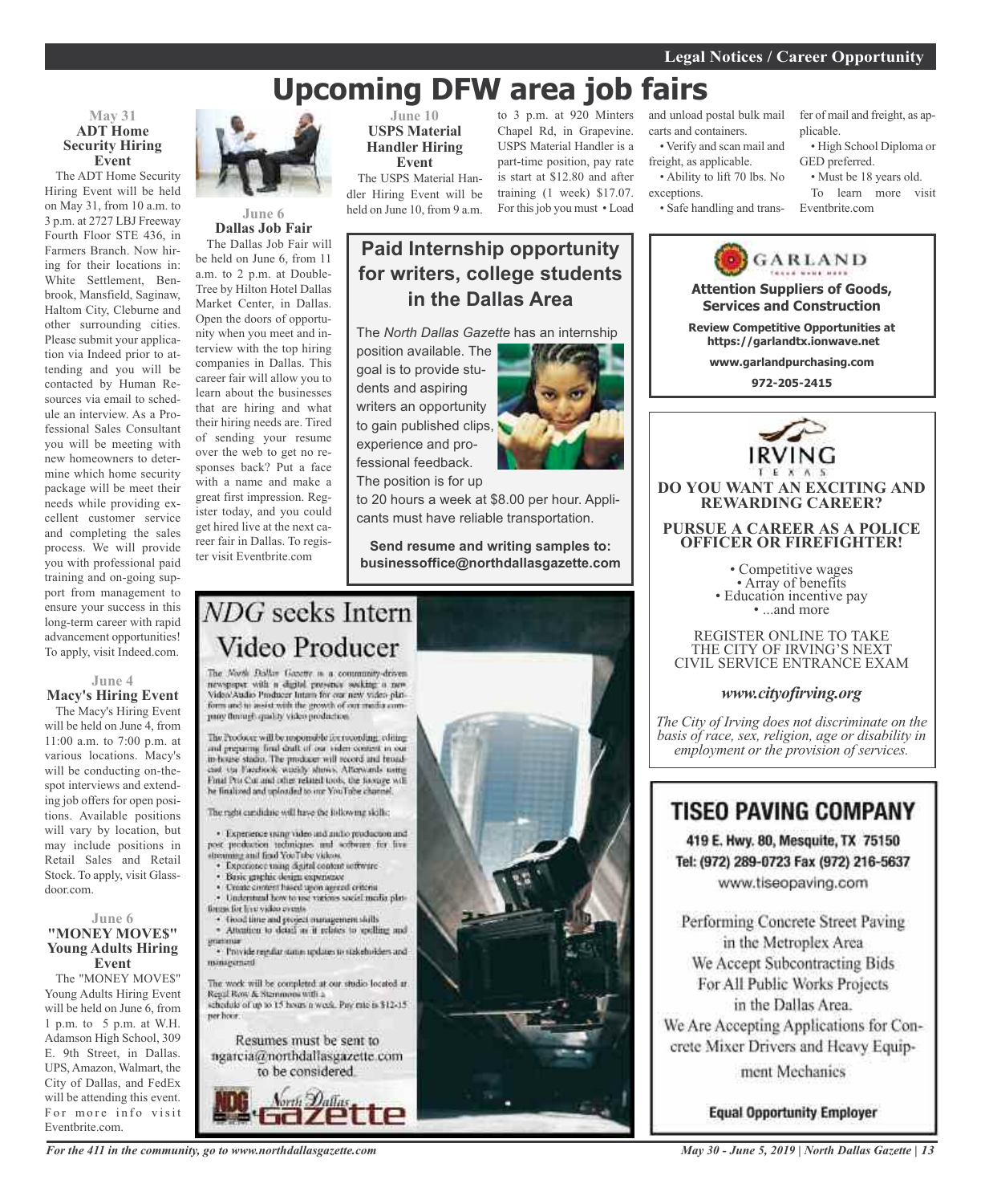# Upcoming DFW area job fairs

**May 31**
### ADT Home Security Hiring Event

The ADT Home Security Hiring Event will be held on May 31, from 10 a.m. to 3 p.m. at 2727 LBJ Freeway Fourth Floor STE 436, in Farmers Branch. Now hiring for their locations in: White Settlement, Benbrook, Mansfield, Saginaw, Haltom City, Cleburne and other surrounding cities. Please submit your application via Indeed prior to attending and you will be contacted by Human Resources via email to schedule an interview. As a Professional Sales Consultant you will be meeting with new homeowners to determine which home security package will be meet their needs while providing excellent customer service and completing the sales process. We will provide you with professional paid training and on-going support from management to ensure your success in this long-term career with rapid advancement opportunities! To apply, visit Indeed.com.

**June 4**
### Macy's Hiring Event

The Macy's Hiring Event will be held on June 4, from 11:00 a.m. to 7:00 p.m. at various locations. Macy's will be conducting on-the-spot interviews and extending job offers for open positions. Available positions will vary by location, but may include positions in Retail Sales and Retail Stock. To apply, visit Glassdoor.com.

**June 6**
### "MONEY MOVE$" Young Adults Hiring Event

The "MONEY MOVE$" Young Adults Hiring Event will be held on June 6, from 1 p.m. to 5 p.m. at W.H. Adamson High School, 309 E. 9th Street, in Dallas. UPS, Amazon, Walmart, the City of Dallas, and FedEx will be attending this event. For more info visit Eventbrite.com.

**June 6**
### Dallas Job Fair

The Dallas Job Fair will be held on June 6, from 11 a.m. to 2 p.m. at DoubleTree by Hilton Hotel Dallas Market Center, in Dallas. Open the doors of opportunity when you meet and interview with the top hiring companies in Dallas. This career fair will allow you to learn about the businesses that are hiring and what their hiring needs are. Tired of sending your resume over the web to get no responses back? Put a face with a name and make a great first impression. Register today, and you could get hired live at the next career fair in Dallas. To register visit Eventbrite.com

**June 10**
### USPS Material Handler Hiring Event

The USPS Material Handler Hiring Event will be held on June 10, from 9 a.m. to 3 p.m. at 920 Minters Chapel Rd, in Grapevine. USPS Material Handler is a part-time position, pay rate is start at $12.80 and after training (1 week) $17.07. For this job you must

- Load and unload postal bulk mail carts and containers.
- Verify and scan mail and freight, as applicable.
- Ability to lift 70 lbs. No exceptions.
- Safe handling and transfer of mail and freight, as applicable.
- High School Diploma or GED preferred.
- Must be 18 years old.

To learn more visit Eventbrite.com

---

## Paid Internship opportunity for writers, college students in the Dallas Area

The *North Dallas Gazette* has an internship position available. The goal is to provide students and aspiring writers an opportunity to gain published clips, experience and professional feedback. The position is for up to 20 hours a week at $8.00 per hour. Applicants must have reliable transportation.

**Send resume and writing samples to: businessoffice@northdallasgazette.com**

---

## *NDG* seeks Intern Video Producer

The North Dallas Gazette is a community-driven newspaper with a digital presence seeking a new Video/Audio Producer Intern for our new video platform and to assist with the growth of our media company through quality video production.

The Producer will be responsible for recording, editing and preparing final draft of our video content in our in-house studio. The producer will record and broadcast via Facebook weekly shows. Afterwards using Final Pro Cut and other related tools, the footage will be finalized and uploaded to our YouTube channel.

The right candidate will have the following skills:

- Experience using video and audio production and post production techniques and software for live streaming and final YouTube videos
- Experience using digital content software
- Basic graphic design experience
- Create content based upon agreed criteria
- Understand how to use various social media platforms for live video events
- Good time and project management skills
- Attention to detail as it relates to spelling and grammar
- Provide regular status updates to stakeholders and management

The work will be completed at our studio located at Regal Row & Stemmons with a schedule of up to 15 hours a week. Pay rate is $12-15 per hour.

Resumes must be sent to ngarcia@northdallasgazette.com to be considered.

North Dallas Gazette

---

**GARLAND**

**Attention Suppliers of Goods, Services and Construction**

**Review Competitive Opportunities at https://garlandtx.ionwave.net**

**www.garlandpurchasing.com**

**972-205-2415**

---

**IRVING TEXAS**

**DO YOU WANT AN EXCITING AND REWARDING CAREER?**

**PURSUE A CAREER AS A POLICE OFFICER OR FIREFIGHTER!**

- Competitive wages
- Array of benefits
- Education incentive pay
- ...and more

REGISTER ONLINE TO TAKE THE CITY OF IRVING'S NEXT CIVIL SERVICE ENTRANCE EXAM

***www.cityofirving.org***

*The City of Irving does not discriminate on the basis of race, sex, religion, age or disability in employment or the provision of services.*

---

## TISEO PAVING COMPANY

**419 E. Hwy. 80, Mesquite, TX 75150**
**Tel: (972) 289-0723 Fax (972) 216-5637**
www.tiseopaving.com

Performing Concrete Street Paving in the Metroplex Area
We Accept Subcontracting Bids For All Public Works Projects in the Dallas Area.
We Are Accepting Applications for Concrete Mixer Drivers and Heavy Equipment Mechanics

**Equal Opportunity Employer**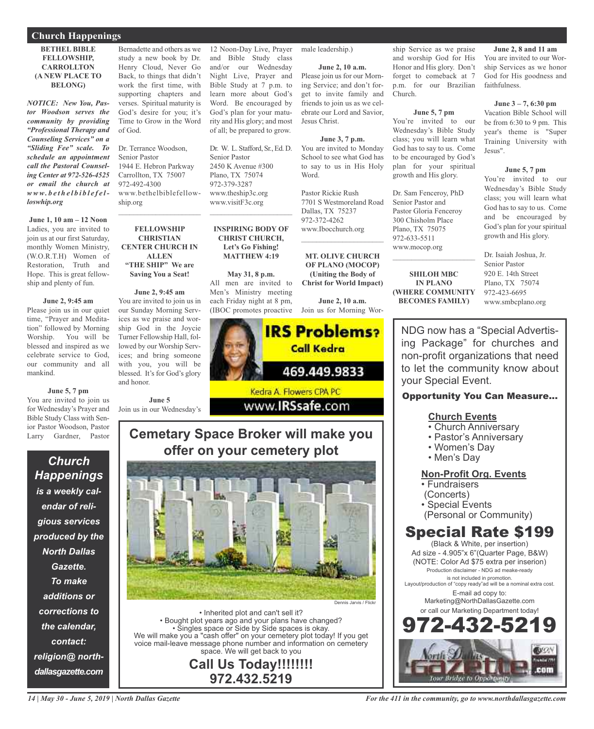## Church Happenings

**BETHEL BIBLE FELLOWSHIP, CARROLLTON (A NEW PLACE TO BELONG)**

***NOTICE: New You, Pastor Woodson serves the community by providing "Professional Therapy and Counseling Services" on a "Sliding Fee" scale. To schedule an appointment call the Pastoral Counseling Center at 972-526-4525 or email the church at www.bethelbiblefelloswhip.org***

**June 1, 10 am – 12 Noon**
Ladies, you are invited to join us at our first Saturday, monthly Women Ministry, (W.O.R.T.H) Women of Restoration, Truth and Hope. This is great fellowship and plenty of fun.

**June 2, 9:45 am**
Please join us in our quiet time, "Prayer and Meditation" followed by Morning Worship. You will be blessed and inspired as we celebrate service to God, our community and all mankind.

**June 5, 7 pm**
You are invited to join us for Wednesday's Prayer and Bible Study Class with Senior Pastor Woodson, Pastor Larry Gardner, Pastor Bernadette and others as we study a new book by Dr. Henry Cloud, Never Go Back, to things that didn't work the first time, with supporting chapters and verses. Spiritual maturity is God's desire for you; it's Time to Grow in the Word of God.

Dr. Terrance Woodson,
Senior Pastor
1944 E. Hebron Parkway
Carrollton, TX 75007
972-492-4300
www.bethelbiblefellowship.org

---

**FELLOWSHIP CHRISTIAN CENTER CHURCH IN ALLEN "THE SHIP" We are Saving You a Seat!**

**June 2, 9:45 am**
You are invited to join us in our Sunday Morning Services as we praise and worship God in the Joycie Turner Fellowship Hall, followed by our Worship Services; and bring someone with you, you will be blessed. It's for God's glory and honor.

**June 5**
Join us in our Wednesday's 12 Noon-Day Live, Prayer and Bible Study class and/or our Wednesday Night Live, Prayer and Bible Study at 7 p.m. to learn more about God's Word. Be encouraged by God's plan for your maturity and His glory; and most of all; be prepared to grow.

Dr. W. L. Stafford, Sr., Ed. D.
Senior Pastor
2450 K Avenue #300
Plano, TX 75074
972-379-3287
www.theship3c.org
www.visitF3c.org

---

**INSPIRING BODY OF CHRIST CHURCH, Let's Go Fishing! MATTHEW 4:19**

**May 31, 8 p.m.**
All men are invited to Men's Ministry meeting each Friday night at 8 pm, (IBOC promotes proactive male leadership.)

**June 2, 10 a.m.**
Please join us for our Morning Service; and don't forget to invite family and friends to join us as we celebrate our Lord and Savior, Jesus Christ.

**June 3, 7 p.m.**
You are invited to Monday School to see what God has to say to us in His Holy Word.

Pastor Rickie Rush
7701 S Westmoreland Road
Dallas, TX 75237
972-372-4262
www.Ibocchurch.org

---

**MT. OLIVE CHURCH OF PLANO (MOCOP) (Uniting the Body of Christ for World Impact)**

**June 2, 10 a.m.**
Join us for Morning Worship Service as we praise and worship God for His Honor and His glory. Don't forget to comeback at 7 p.m. for our Brazilian Church.

**June 5, 7 pm**
You're invited to our Wednesday's Bible Study class; you will learn what God has to say to us. Come to be encouraged by God's plan for your spiritual growth and His glory.

Dr. Sam Fenceroy, PhD
Senior Pastor and
Pastor Gloria Fenceroy
300 Chisholm Place
Plano, TX 75075
972-633-5511
www.mocop.org

---

**SHILOH MBC IN PLANO (WHERE COMMUNITY BECOMES FAMILY)**

**June 2, 8 and 11 am**
You are invited to our Worship Services as we honor God for His goodness and faithfulness.

**June 3 – 7, 6:30 pm**
Vacation Bible School will be from 6:30 to 9 pm. This year's theme is "Super Training University with Jesus".

**June 5, 7 pm**
You're invited to our Wednesday's Bible Study class; you will learn what God has to say to us. Come and be encouraged by God's plan for your spiritual growth and His glory.

Dr. Isaiah Joshua, Jr.
Senior Pastor
920 E. 14th Street
Plano, TX 75074
972-423-6695
www.smbcplano.org

---

***Church Happenings* is a weekly calendar of religious services produced by the North Dallas Gazette. To make additions or corrections to the calendar, contact: religion@ northdallasgazette.com**

---

**IRS Problems? Call Kedra**
**469.449.9833**
Kedra A. Flowers CPA PC
www.IRSsafe.com

---

## Cemetary Space Broker will make you offer on your cemetery plot

Dennis Jarvis / Flickr

• Inherited plot and can't sell it?
• Bought plot years ago and your plans have changed?
• Singles space or Side by Side spaces is okay.
We will make you a "cash offer" on your cemetery plot today! If you get voice mail-leave message phone number and information on cemetery space. We will get back to you

**Call Us Today!!!!!!!!**
**972.432.5219**

---

NDG now has a "Special Advertising Package" for churches and non-profit organizations that need to let the community know about your Special Event.

**Opportunity You Can Measure...**

**Church Events**
- Church Anniversary
- Pastor's Anniversary
- Women's Day
- Men's Day

**Non-Profit Org. Events**
- Fundraisers (Concerts)
- Special Events (Personal or Community)

**Special Rate $199**
(Black & White, per insertion)
Ad size - 4.905"x 6"(Quarter Page, B&W)
(NOTE: Color Ad $75 extra per inserion)
Production disclaimer - NDG ad meake-ready is not included in promotion.
Layout/production of "copy ready"ad will be a nominal extra cost.
E-mail ad copy to:
Marketing@NorthDallasGazette.com
or call our Marketing Department today!

**972-432-5219**

North Dallas Gazette.com — Your Bridge to Opportunity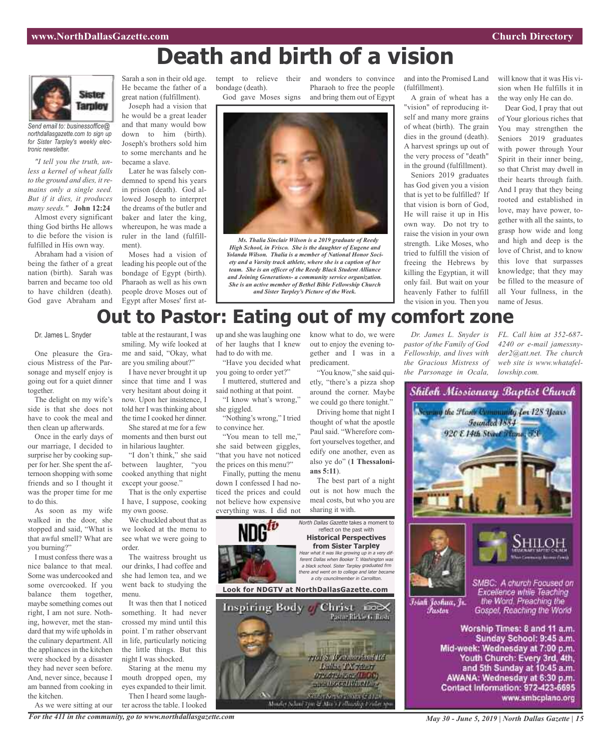# Death and birth of a vision

Sister Tarpley

*Send email to: businessoffice@northdallasgazette.com to sign up for Sister Tarpley's weekly electronic newsletter.*

*"I tell you the truth, unless a kernel of wheat falls to the ground and dies, it remains only a single seed. But if it dies, it produces many seeds."* **John 12:24**

Almost every significant thing God births He allows to die before the vision is fulfilled in His own way.

Abraham had a vision of being the father of a great nation (birth). Sarah was barren and became too old to have children (death). God gave Abraham and Sarah a son in their old age. He became the father of a great nation (fulfillment).

Joseph had a vision that he would be a great leader and that many would bow down to him (birth). Joseph's brothers sold him to some merchants and he became a slave.

Later he was falsely condemned to spend his years in prison (death). God allowed Joseph to interpret the dreams of the butler and baker and later the king, whereupon, he was made a ruler in the land (fulfillment).

Moses had a vision of leading his people out of the bondage of Egypt (birth). Pharaoh as well as his own people drove Moses out of Egypt after Moses' first attempt to relieve their bondage (death).

God gave Moses signs and wonders to convince Pharaoh to free the people and bring them out of Egypt and into the Promised Land (fulfillment).

*Ms. Thalia Sinclair Wilson is a 2019 graduate of Reedy High School, in Frisco. She is the daughter of Eugene and Yolanda Wilson. Thalia is a member of National Honor Society and a Varsity track athlete, where she is a caption of her team. She is an officer of the Reedy Black Student Alliance and Joining Generations- a community service organization. She is an active member of Bethel Bible Fellowship Church and Sister Tarpley's Picture of the Week.*

A grain of wheat has a "vision" of reproducing itself and many more grains of wheat (birth). The grain dies in the ground (death). A harvest springs up out of the very process of "death" in the ground (fulfillment).

Seniors 2019 graduates has God given you a vision that is yet to be fulfilled? If that vision is born of God, He will raise it up in His own way. Do not try to raise the vision in your own strength. Like Moses, who tried to fulfill the vision of freeing the Hebrews by killing the Egyptian, it will only fail. But wait on your heavenly Father to fulfill the vision in you. Then you will know that it was His vision when He fulfills it in the way only He can do.

Dear God, I pray that out of Your glorious riches that You may strengthen the Seniors 2019 graduates with power through Your Spirit in their inner being, so that Christ may dwell in their hearts through faith. And I pray that they being rooted and established in love, may have power, together with all the saints, to grasp how wide and long and high and deep is the love of Christ, and to know this love that surpasses knowledge; that they may be filled to the measure of all Your fullness, in the name of Jesus.

# Out to Pastor: Eating out of my comfort zone

Dr. James L. Snyder

One pleasure the Gracious Mistress of the Parsonage and myself enjoy is going out for a quiet dinner together.

The delight on my wife's side is that she does not have to cook the meal and then clean up afterwards.

Once in the early days of our marriage, I decided to surprise her by cooking supper for her. She spent the afternoon shopping with some friends and so I thought it was the proper time for me to do this.

As soon as my wife walked in the door, she stopped and said, "What is that awful smell? What are you burning?"

I must confess there was a nice balance to that meal. Some was undercooked and some overcooked. If you balance them together, maybe something comes out right, I am not sure. Nothing, however, met the standard that my wife upholds in the culinary department. All the appliances in the kitchen were shocked by a disaster they had never seen before. And, never since, because I am banned from cooking in the kitchen.

As we were sitting at our table at the restaurant, I was smiling. My wife looked at me and said, "Okay, what are you smiling about?"

I have never brought it up since that time and I was very hesitant about doing it now. Upon her insistence, I told her I was thinking about the time I cooked her dinner.

She stared at me for a few moments and then burst out in hilarious laughter.

"I don't think," she said between laughter, "you cooked anything that night except your goose."

That is the only expertise I have, I suppose, cooking my own goose.

We chuckled about that as we looked at the menu to see what we were going to order.

The waitress brought us our drinks, I had coffee and she had lemon tea, and we went back to studying the menu.

It was then that I noticed something. It had never crossed my mind until this point. I'm rather observant in life, particularly noticing the little things. But this night I was shocked.

Staring at the menu my mouth dropped open, my eyes expanded to their limit.

Then I heard some laughter across the table. I looked up and she was laughing one of her laughs that I knew had to do with me.

"Have you decided what you going to order yet?"

I muttered, stuttered and said nothing at that point.

"I know what's wrong," she giggled.

"Nothing's wrong," I tried to convince her.

"You mean to tell me," she said between giggles, "that you have not noticed the prices on this menu?"

Finally, putting the menu down I confessed I had noticed the prices and could not believe how expensive everything was. I did not know what to do, we were out to enjoy the evening together and I was in a predicament.

"You know," she said quietly, "there's a pizza shop around the corner. Maybe we could go there tonight."

Driving home that night I thought of what the apostle Paul said. "Wherefore comfort yourselves together, and edify one another, even as also ye do" (**1 Thessalonians 5:11**).

The best part of a night out is not how much the meal costs, but who you are sharing it with.

*Dr. James L. Snyder is pastor of the Family of God Fellowship, and lives with the Gracious Mistress of the Parsonage in Ocala, FL. Call him at 352-687-4240 or e-mail jamessnyder2@att.net. The church web site is www.whatafellowship.com.*

NDGtv

*North Dallas Gazette* takes a moment to reflect on the past with

**Historical Perspectives from Sister Tarpley**

*Hear what it was like growing up in a very different Dallas when Booker T. Washington was a black school. Sister Tarpley graduated frm there and went on to college and later became a city councilmember in Carrollton.*

**Look for NDGTV at NorthDallasGazette.com**

Inspiring Body of Christ

Pastor Rickie G. Rush

7701 S. Westmoreland Rd
Dallas, TX 75237
972-372-4262 (IBOC)
www.IBOCCHURCH.org

Shiloh Missionary Baptist Church

Serving the Plano Community for 128 Years
Founded 1884
920 E 14th Street Plano, TX

SHILOH

Isiah Joshua, Jr.
Pastor

SMBC: A church Focused on Excellence while Teaching the Word, Preaching the Gospel, Reaching the World

Worship Times: 8 and 11 a.m.
Sunday School: 9:45 a.m.
Mid-week: Wednesday at 7:00 p.m.
Youth Church: Every 3rd, 4th, and 5th Sunday at 10:45 a.m.
AWANA: Wednesday at 6:30 p.m.
Contact Information: 972-423-6695
www.smbcplano.org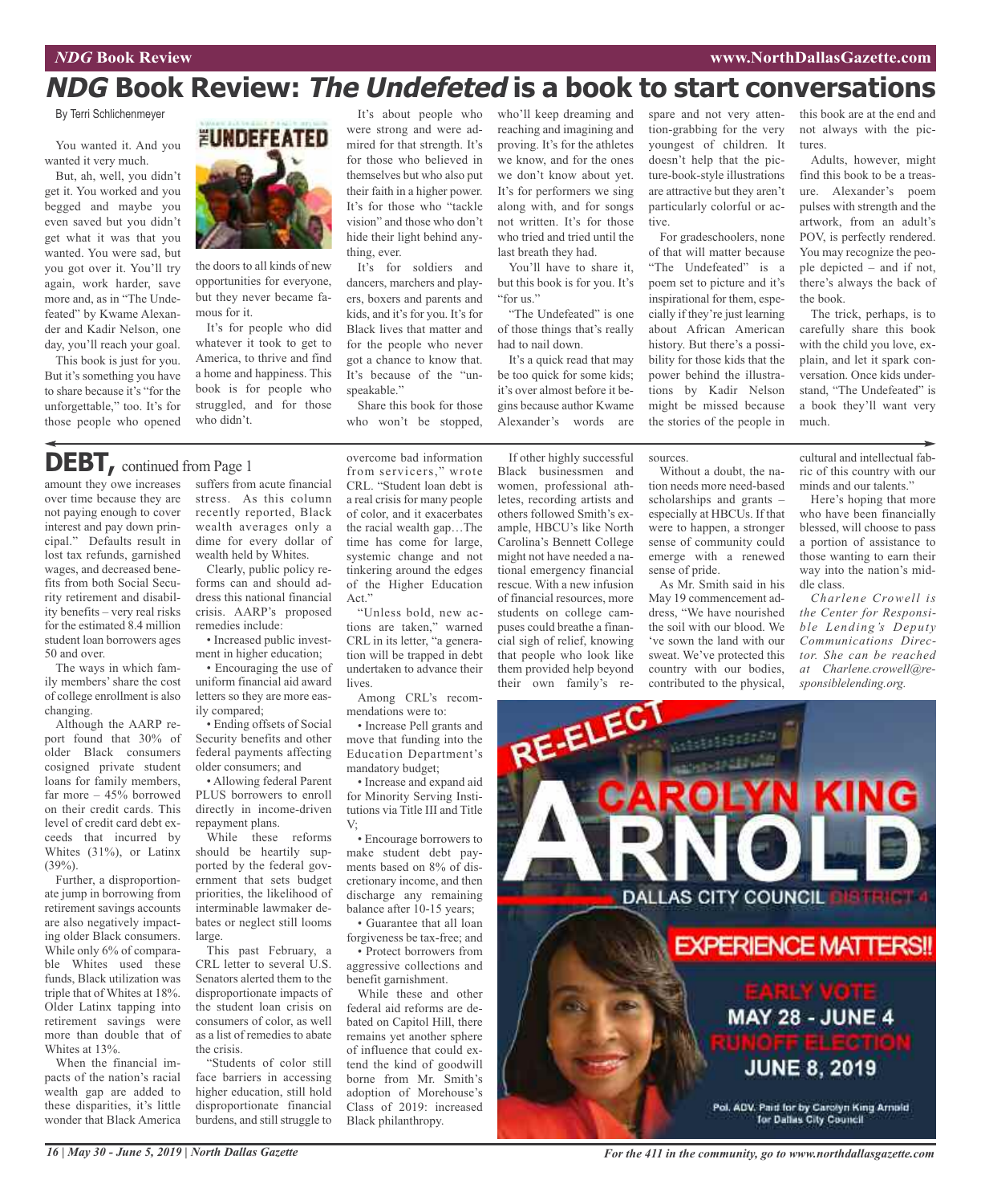# *NDG* Book Review: *The Undefeted* is a book to start conversations

By Terri Schlichenmeyer

You wanted it. And you wanted it very much.

But, ah, well, you didn't get it. You worked and you begged and maybe you even saved but you didn't get what it was that you wanted. You were sad, but you got over it. You'll try again, work harder, save more and, as in "The Undefeated" by Kwame Alexander and Kadir Nelson, one day, you'll reach your goal.

This book is just for you. But it's something you have to share because it's "for the unforgettable," too. It's for those people who opened the doors to all kinds of new opportunities for everyone, but they never became famous for it.

It's for people who did whatever it took to get to America, to thrive and find a home and happiness. This book is for people who struggled, and for those who didn't.

It's about people who were strong and were admired for that strength. It's for those who believed in themselves but who also put their faith in a higher power. It's for those who "tackle vision" and those who don't hide their light behind anything, ever.

It's for soldiers and dancers, marchers and players, boxers and parents and kids, and it's for you. It's for Black lives that matter and for the people who never got a chance to know that. It's because of the "unspeakable."

Share this book for those who won't be stopped, who'll keep dreaming and reaching and imagining and proving. It's for the athletes we know, and for the ones we don't know about yet. It's for performers we sing along with, and for songs not written. It's for those who tried and tried until the last breath they had.

You'll have to share it, but this book is for you. It's "for us."

"The Undefeated" is one of those things that's really had to nail down.

It's a quick read that may be too quick for some kids; it's over almost before it begins because author Kwame Alexander's words are spare and not very attention-grabbing for the very youngest of children. It doesn't help that the picture-book-style illustrations are attractive but they aren't particularly colorful or active.

For gradeschoolers, none of that will matter because "The Undefeated" is a poem set to picture and it's inspirational for them, especially if they're just learning about African American history. But there's a possibility for those kids that the power behind the illustrations by Kadir Nelson might be missed because the stories of the people in this book are at the end and not always with the pictures.

Adults, however, might find this book to be a treasure. Alexander's poem pulses with strength and the artwork, from an adult's POV, is perfectly rendered. You may recognize the people depicted – and if not, there's always the back of the book.

The trick, perhaps, is to carefully share this book with the child you love, explain, and let it spark conversation. Once kids understand, "The Undefeated" is a book they'll want very much.

## DEBT, continued from Page 1

amount they owe increases over time because they are not paying enough to cover interest and pay down principal." Defaults result in lost tax refunds, garnished wages, and decreased benefits from both Social Security retirement and disability benefits – very real risks for the estimated 8.4 million student loan borrowers ages 50 and over.

The ways in which family members' share the cost of college enrollment is also changing.

Although the AARP report found that 30% of older Black consumers cosigned private student loans for family members, far more – 45% borrowed on their credit cards. This level of credit card debt exceeds that incurred by Whites (31%), or Latinx (39%).

Further, a disproportionate jump in borrowing from retirement savings accounts are also negatively impacting older Black consumers. While only 6% of comparable Whites used these funds, Black utilization was triple that of Whites at 18%. Older Latinx tapping into retirement savings were more than double that of Whites at 13%.

When the financial impacts of the nation's racial wealth gap are added to these disparities, it's little wonder that Black America suffers from acute financial stress. As this column recently reported, Black wealth averages only a dime for every dollar of wealth held by Whites.

Clearly, public policy reforms can and should address this national financial crisis. AARP's proposed remedies include:

- Increased public investment in higher education;
- Encouraging the use of uniform financial aid award letters so they are more easily compared;
- Ending offsets of Social Security benefits and other federal payments affecting older consumers; and
- Allowing federal Parent PLUS borrowers to enroll directly in income-driven repayment plans.

While these reforms should be heartily supported by the federal government that sets budget priorities, the likelihood of interminable lawmaker debates or neglect still looms large.

This past February, a CRL letter to several U.S. Senators alerted them to the disproportionate impacts of the student loan crisis on consumers of color, as well as a list of remedies to abate the crisis.

"Students of color still face barriers in accessing higher education, still hold disproportionate financial burdens, and still struggle to overcome bad information from servicers," wrote CRL. "Student loan debt is a real crisis for many people of color, and it exacerbates the racial wealth gap…The time has come for large, systemic change and not tinkering around the edges of the Higher Education Act."

"Unless bold, new actions are taken," warned CRL in its letter, "a generation will be trapped in debt undertaken to advance their lives.

Among CRL's recommendations were to:

- Increase Pell grants and move that funding into the Education Department's mandatory budget;
- Increase and expand aid for Minority Serving Institutions via Title III and Title V;
- Encourage borrowers to make student debt payments based on 8% of discretionary income, and then discharge any remaining balance after 10-15 years;
- Guarantee that all loan forgiveness be tax-free; and
- Protect borrowers from aggressive collections and benefit garnishment.

While these and other federal aid reforms are debated on Capitol Hill, there remains yet another sphere of influence that could extend the kind of goodwill borne from Mr. Smith's adoption of Morehouse's Class of 2019: increased Black philanthropy.

If other highly successful Black businessmen and women, professional athletes, recording artists and others followed Smith's example, HBCU's like North Carolina's Bennett College might not have needed a national emergency financial rescue. With a new infusion of financial resources, more students on college campuses could breathe a financial sigh of relief, knowing that people who look like them provided help beyond their own family's resources.

Without a doubt, the nation needs more need-based scholarships and grants – especially at HBCUs. If that were to happen, a stronger sense of community could emerge with a renewed sense of pride.

As Mr. Smith said in his May 19 commencement address, "We have nourished the soil with our blood. We 've sown the land with our sweat. We've protected this country with our bodies, contributed to the physical, cultural and intellectual fabric of this country with our minds and our talents."

Here's hoping that more who have been financially blessed, will choose to pass a portion of assistance to those wanting to earn their way into the nation's middle class.

*Charlene Crowell is the Center for Responsible Lending's Deputy Communications Director. She can be reached at Charlene.crowell@responsiblelending.org.*

RE-ELECT CAROLYN KING ARNOLD

DALLAS CITY COUNCIL DISTRICT 4

EXPERIENCE MATTERS!!

EARLY VOTE MAY 28 - JUNE 4

RUNOFF ELECTION JUNE 8, 2019

Pol. ADV. Paid for by Carolyn King Arnold for Dallas City Council